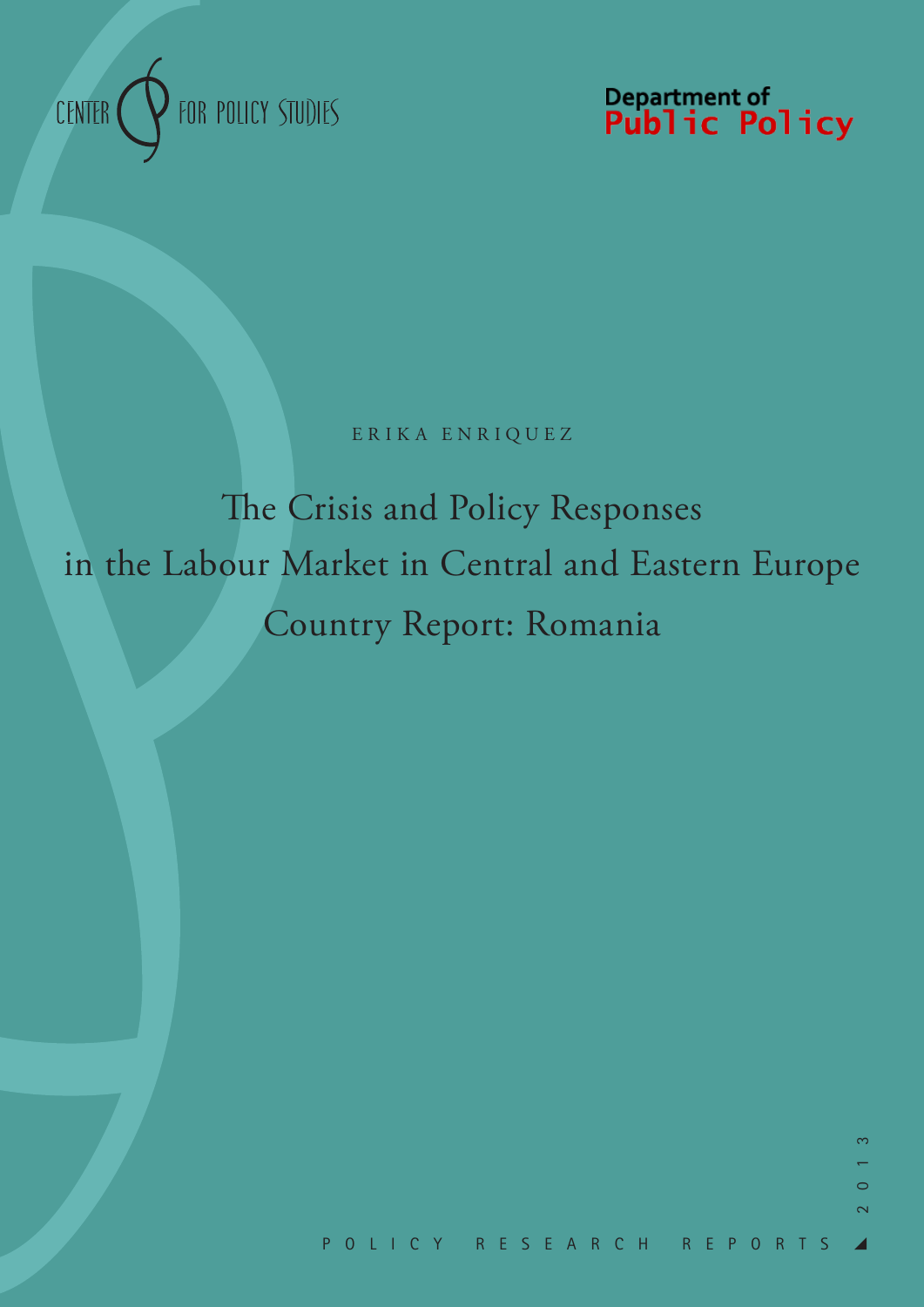CENTER FOR POLICY STUDIES

Department of
Public Policy

ERIKA ENRIQUEZ

# The Crisis and Policy Responses in the Labour Market in Central and Eastern Europe Country Report: Romania

POLICY RESEARCH REPORTS

2013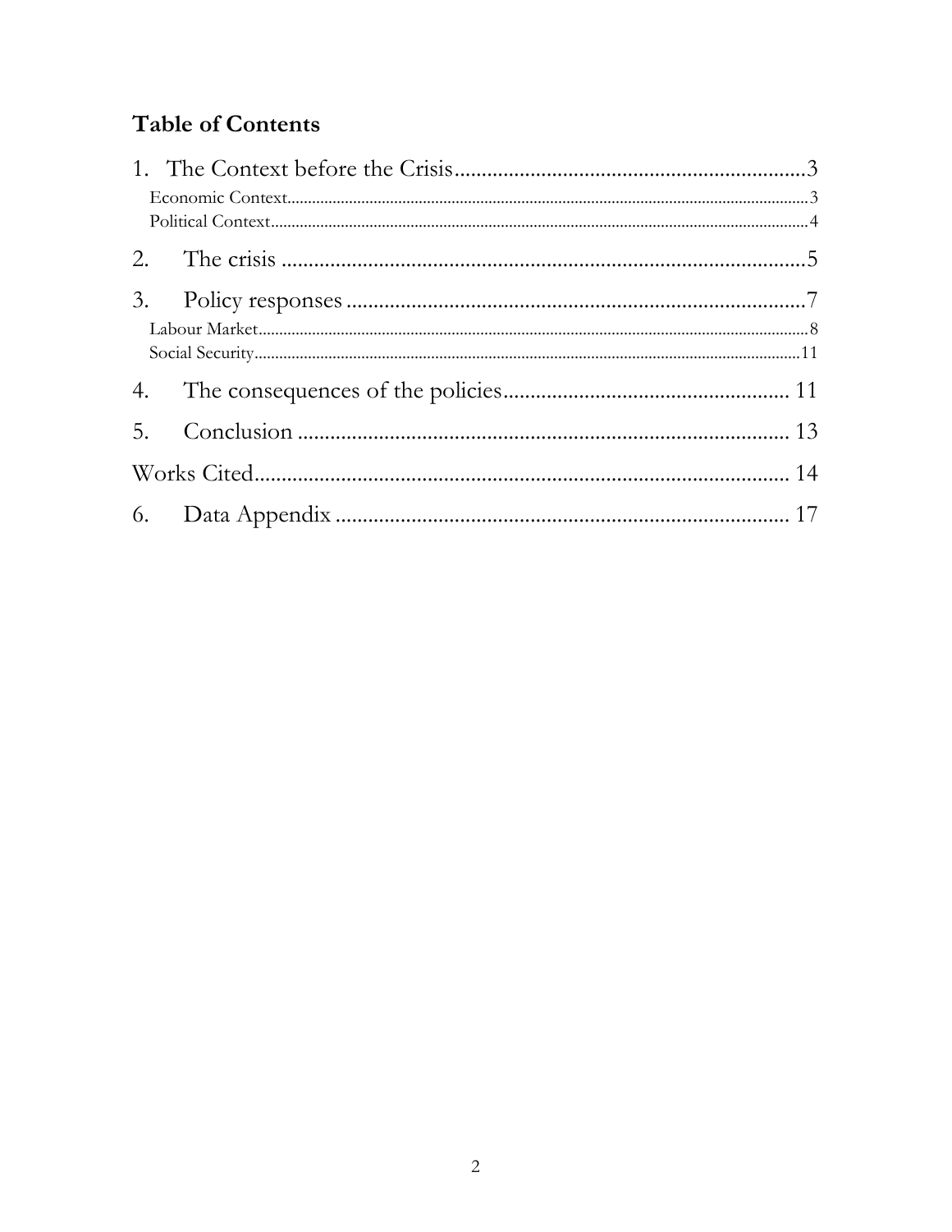## Table of Contents

1. The Context before the Crisis .................................................................3
   - Economic Context .................................................................3
   - Political Context .................................................................4
2. The crisis .................................................................5
3. Policy responses .................................................................7
   - Labour Market .................................................................8
   - Social Security .................................................................11
4. The consequences of the policies ................................................................. 11
5. Conclusion ................................................................. 13

Works Cited ................................................................. 14

6. Data Appendix ................................................................. 17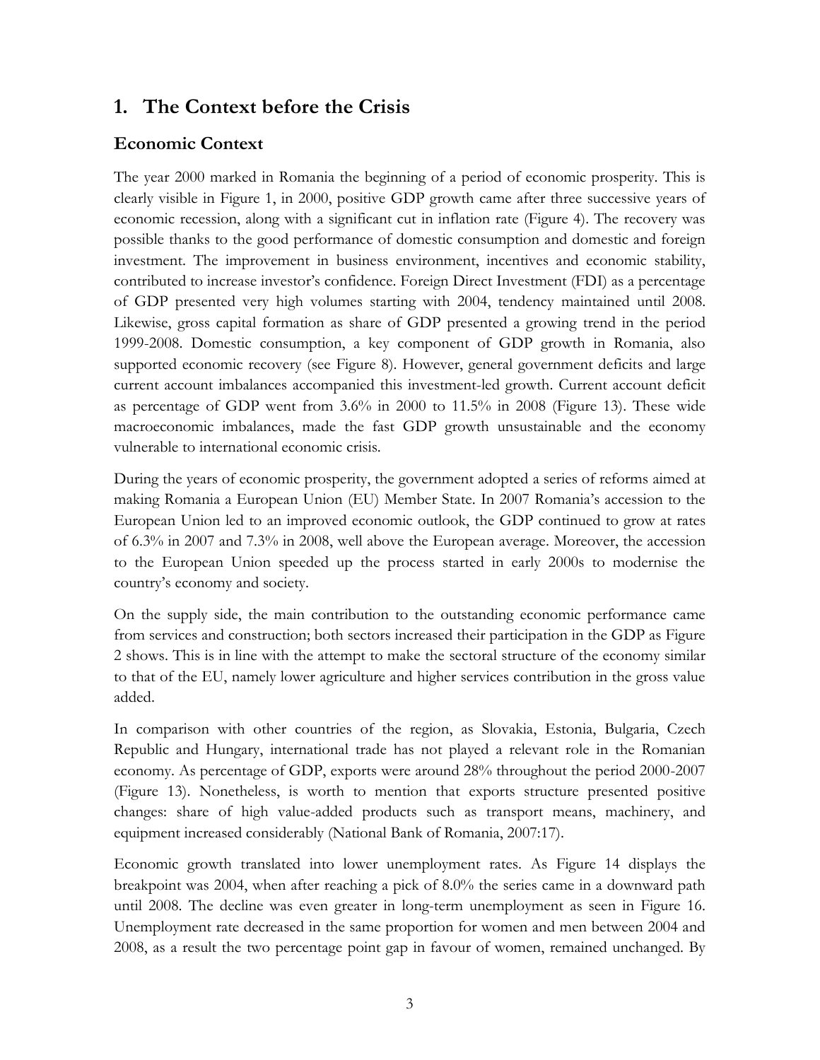# 1. The Context before the Crisis

## Economic Context

The year 2000 marked in Romania the beginning of a period of economic prosperity. This is clearly visible in Figure 1, in 2000, positive GDP growth came after three successive years of economic recession, along with a significant cut in inflation rate (Figure 4). The recovery was possible thanks to the good performance of domestic consumption and domestic and foreign investment. The improvement in business environment, incentives and economic stability, contributed to increase investor's confidence. Foreign Direct Investment (FDI) as a percentage of GDP presented very high volumes starting with 2004, tendency maintained until 2008. Likewise, gross capital formation as share of GDP presented a growing trend in the period 1999-2008. Domestic consumption, a key component of GDP growth in Romania, also supported economic recovery (see Figure 8). However, general government deficits and large current account imbalances accompanied this investment-led growth. Current account deficit as percentage of GDP went from 3.6% in 2000 to 11.5% in 2008 (Figure 13). These wide macroeconomic imbalances, made the fast GDP growth unsustainable and the economy vulnerable to international economic crisis.

During the years of economic prosperity, the government adopted a series of reforms aimed at making Romania a European Union (EU) Member State. In 2007 Romania's accession to the European Union led to an improved economic outlook, the GDP continued to grow at rates of 6.3% in 2007 and 7.3% in 2008, well above the European average. Moreover, the accession to the European Union speeded up the process started in early 2000s to modernise the country's economy and society.

On the supply side, the main contribution to the outstanding economic performance came from services and construction; both sectors increased their participation in the GDP as Figure 2 shows. This is in line with the attempt to make the sectoral structure of the economy similar to that of the EU, namely lower agriculture and higher services contribution in the gross value added.

In comparison with other countries of the region, as Slovakia, Estonia, Bulgaria, Czech Republic and Hungary, international trade has not played a relevant role in the Romanian economy. As percentage of GDP, exports were around 28% throughout the period 2000-2007 (Figure 13). Nonetheless, is worth to mention that exports structure presented positive changes: share of high value-added products such as transport means, machinery, and equipment increased considerably (National Bank of Romania, 2007:17).

Economic growth translated into lower unemployment rates. As Figure 14 displays the breakpoint was 2004, when after reaching a pick of 8.0% the series came in a downward path until 2008. The decline was even greater in long-term unemployment as seen in Figure 16. Unemployment rate decreased in the same proportion for women and men between 2004 and 2008, as a result the two percentage point gap in favour of women, remained unchanged. By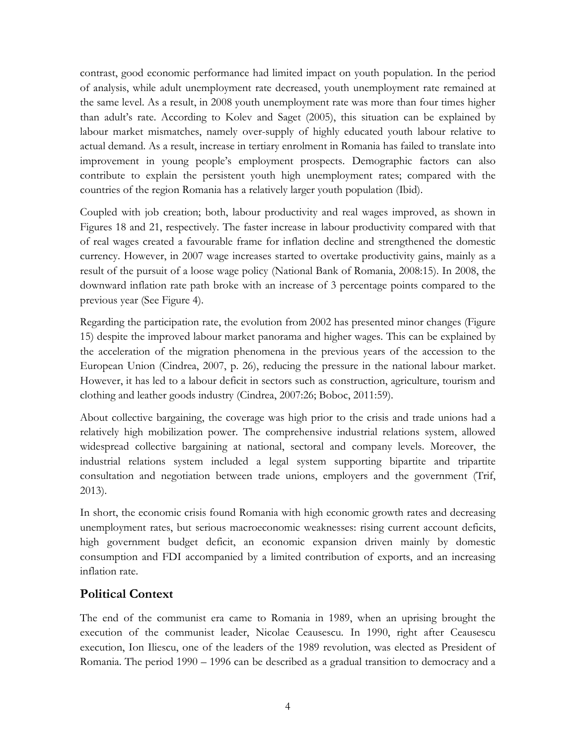contrast, good economic performance had limited impact on youth population. In the period of analysis, while adult unemployment rate decreased, youth unemployment rate remained at the same level. As a result, in 2008 youth unemployment rate was more than four times higher than adult's rate. According to Kolev and Saget (2005), this situation can be explained by labour market mismatches, namely over-supply of highly educated youth labour relative to actual demand. As a result, increase in tertiary enrolment in Romania has failed to translate into improvement in young people's employment prospects. Demographic factors can also contribute to explain the persistent youth high unemployment rates; compared with the countries of the region Romania has a relatively larger youth population (Ibid).

Coupled with job creation; both, labour productivity and real wages improved, as shown in Figures 18 and 21, respectively. The faster increase in labour productivity compared with that of real wages created a favourable frame for inflation decline and strengthened the domestic currency. However, in 2007 wage increases started to overtake productivity gains, mainly as a result of the pursuit of a loose wage policy (National Bank of Romania, 2008:15). In 2008, the downward inflation rate path broke with an increase of 3 percentage points compared to the previous year (See Figure 4).

Regarding the participation rate, the evolution from 2002 has presented minor changes (Figure 15) despite the improved labour market panorama and higher wages. This can be explained by the acceleration of the migration phenomena in the previous years of the accession to the European Union (Cindrea, 2007, p. 26), reducing the pressure in the national labour market. However, it has led to a labour deficit in sectors such as construction, agriculture, tourism and clothing and leather goods industry (Cindrea, 2007:26; Boboc, 2011:59).

About collective bargaining, the coverage was high prior to the crisis and trade unions had a relatively high mobilization power. The comprehensive industrial relations system, allowed widespread collective bargaining at national, sectoral and company levels. Moreover, the industrial relations system included a legal system supporting bipartite and tripartite consultation and negotiation between trade unions, employers and the government (Trif, 2013).

In short, the economic crisis found Romania with high economic growth rates and decreasing unemployment rates, but serious macroeconomic weaknesses: rising current account deficits, high government budget deficit, an economic expansion driven mainly by domestic consumption and FDI accompanied by a limited contribution of exports, and an increasing inflation rate.

## Political Context

The end of the communist era came to Romania in 1989, when an uprising brought the execution of the communist leader, Nicolae Ceausescu. In 1990, right after Ceausescu execution, Ion Iliescu, one of the leaders of the 1989 revolution, was elected as President of Romania. The period 1990 – 1996 can be described as a gradual transition to democracy and a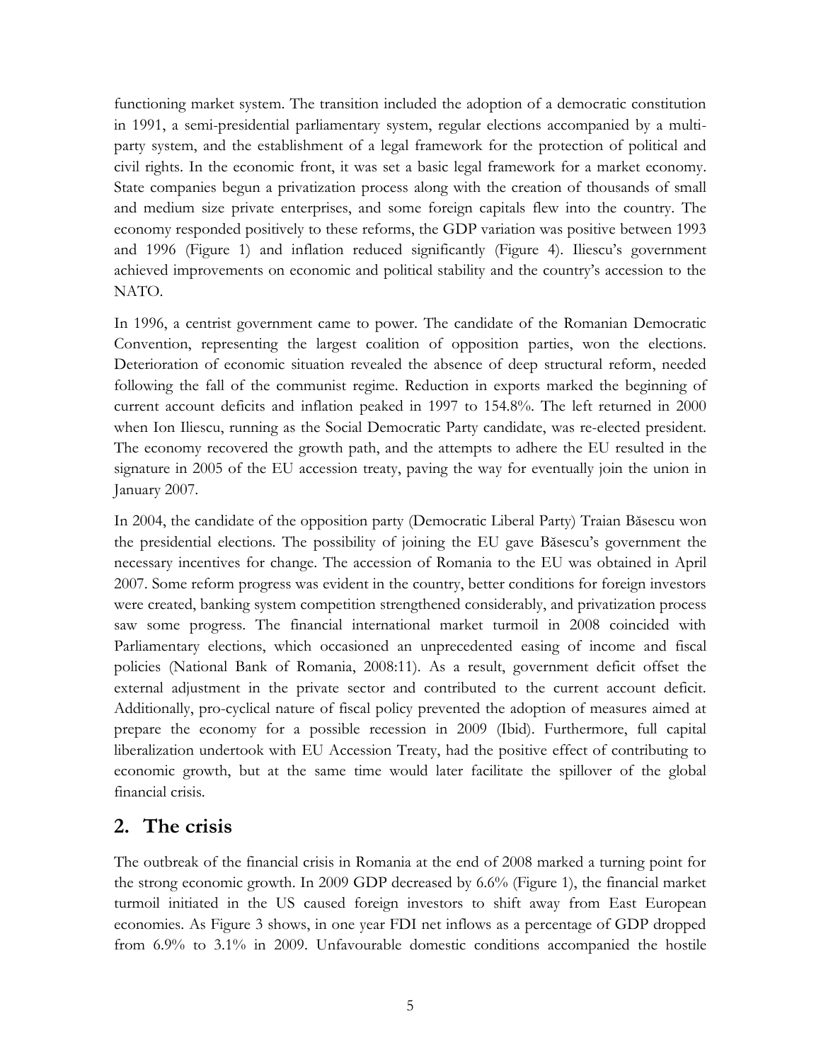functioning market system. The transition included the adoption of a democratic constitution in 1991, a semi-presidential parliamentary system, regular elections accompanied by a multi-party system, and the establishment of a legal framework for the protection of political and civil rights. In the economic front, it was set a basic legal framework for a market economy. State companies begun a privatization process along with the creation of thousands of small and medium size private enterprises, and some foreign capitals flew into the country. The economy responded positively to these reforms, the GDP variation was positive between 1993 and 1996 (Figure 1) and inflation reduced significantly (Figure 4). Iliescu's government achieved improvements on economic and political stability and the country's accession to the NATO.

In 1996, a centrist government came to power. The candidate of the Romanian Democratic Convention, representing the largest coalition of opposition parties, won the elections. Deterioration of economic situation revealed the absence of deep structural reform, needed following the fall of the communist regime. Reduction in exports marked the beginning of current account deficits and inflation peaked in 1997 to 154.8%. The left returned in 2000 when Ion Iliescu, running as the Social Democratic Party candidate, was re-elected president. The economy recovered the growth path, and the attempts to adhere the EU resulted in the signature in 2005 of the EU accession treaty, paving the way for eventually join the union in January 2007.

In 2004, the candidate of the opposition party (Democratic Liberal Party) Traian Băsescu won the presidential elections. The possibility of joining the EU gave Băsescu's government the necessary incentives for change. The accession of Romania to the EU was obtained in April 2007. Some reform progress was evident in the country, better conditions for foreign investors were created, banking system competition strengthened considerably, and privatization process saw some progress. The financial international market turmoil in 2008 coincided with Parliamentary elections, which occasioned an unprecedented easing of income and fiscal policies (National Bank of Romania, 2008:11). As a result, government deficit offset the external adjustment in the private sector and contributed to the current account deficit. Additionally, pro-cyclical nature of fiscal policy prevented the adoption of measures aimed at prepare the economy for a possible recession in 2009 (Ibid). Furthermore, full capital liberalization undertook with EU Accession Treaty, had the positive effect of contributing to economic growth, but at the same time would later facilitate the spillover of the global financial crisis.

## 2. The crisis

The outbreak of the financial crisis in Romania at the end of 2008 marked a turning point for the strong economic growth. In 2009 GDP decreased by 6.6% (Figure 1), the financial market turmoil initiated in the US caused foreign investors to shift away from East European economies. As Figure 3 shows, in one year FDI net inflows as a percentage of GDP dropped from 6.9% to 3.1% in 2009. Unfavourable domestic conditions accompanied the hostile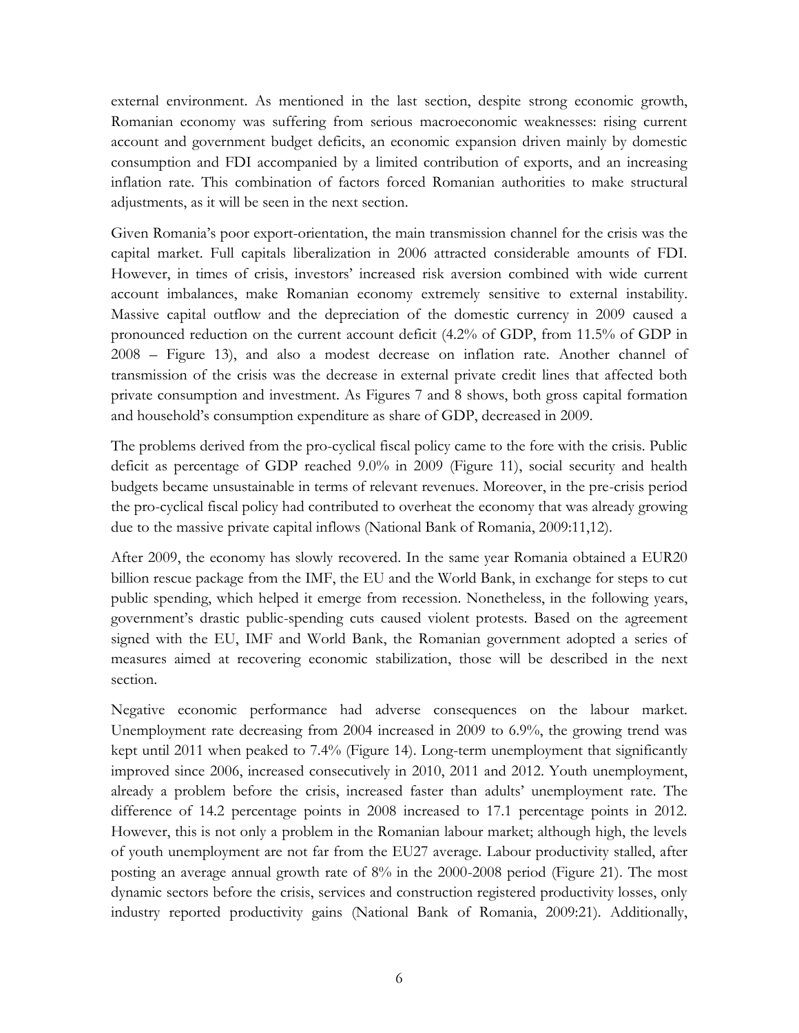external environment. As mentioned in the last section, despite strong economic growth, Romanian economy was suffering from serious macroeconomic weaknesses: rising current account and government budget deficits, an economic expansion driven mainly by domestic consumption and FDI accompanied by a limited contribution of exports, and an increasing inflation rate. This combination of factors forced Romanian authorities to make structural adjustments, as it will be seen in the next section.

Given Romania's poor export-orientation, the main transmission channel for the crisis was the capital market. Full capitals liberalization in 2006 attracted considerable amounts of FDI. However, in times of crisis, investors' increased risk aversion combined with wide current account imbalances, make Romanian economy extremely sensitive to external instability. Massive capital outflow and the depreciation of the domestic currency in 2009 caused a pronounced reduction on the current account deficit (4.2% of GDP, from 11.5% of GDP in 2008 – Figure 13), and also a modest decrease on inflation rate. Another channel of transmission of the crisis was the decrease in external private credit lines that affected both private consumption and investment. As Figures 7 and 8 shows, both gross capital formation and household's consumption expenditure as share of GDP, decreased in 2009.

The problems derived from the pro-cyclical fiscal policy came to the fore with the crisis. Public deficit as percentage of GDP reached 9.0% in 2009 (Figure 11), social security and health budgets became unsustainable in terms of relevant revenues. Moreover, in the pre-crisis period the pro-cyclical fiscal policy had contributed to overheat the economy that was already growing due to the massive private capital inflows (National Bank of Romania, 2009:11,12).

After 2009, the economy has slowly recovered. In the same year Romania obtained a EUR20 billion rescue package from the IMF, the EU and the World Bank, in exchange for steps to cut public spending, which helped it emerge from recession. Nonetheless, in the following years, government's drastic public-spending cuts caused violent protests. Based on the agreement signed with the EU, IMF and World Bank, the Romanian government adopted a series of measures aimed at recovering economic stabilization, those will be described in the next section.

Negative economic performance had adverse consequences on the labour market. Unemployment rate decreasing from 2004 increased in 2009 to 6.9%, the growing trend was kept until 2011 when peaked to 7.4% (Figure 14). Long-term unemployment that significantly improved since 2006, increased consecutively in 2010, 2011 and 2012. Youth unemployment, already a problem before the crisis, increased faster than adults' unemployment rate. The difference of 14.2 percentage points in 2008 increased to 17.1 percentage points in 2012. However, this is not only a problem in the Romanian labour market; although high, the levels of youth unemployment are not far from the EU27 average. Labour productivity stalled, after posting an average annual growth rate of 8% in the 2000-2008 period (Figure 21). The most dynamic sectors before the crisis, services and construction registered productivity losses, only industry reported productivity gains (National Bank of Romania, 2009:21). Additionally,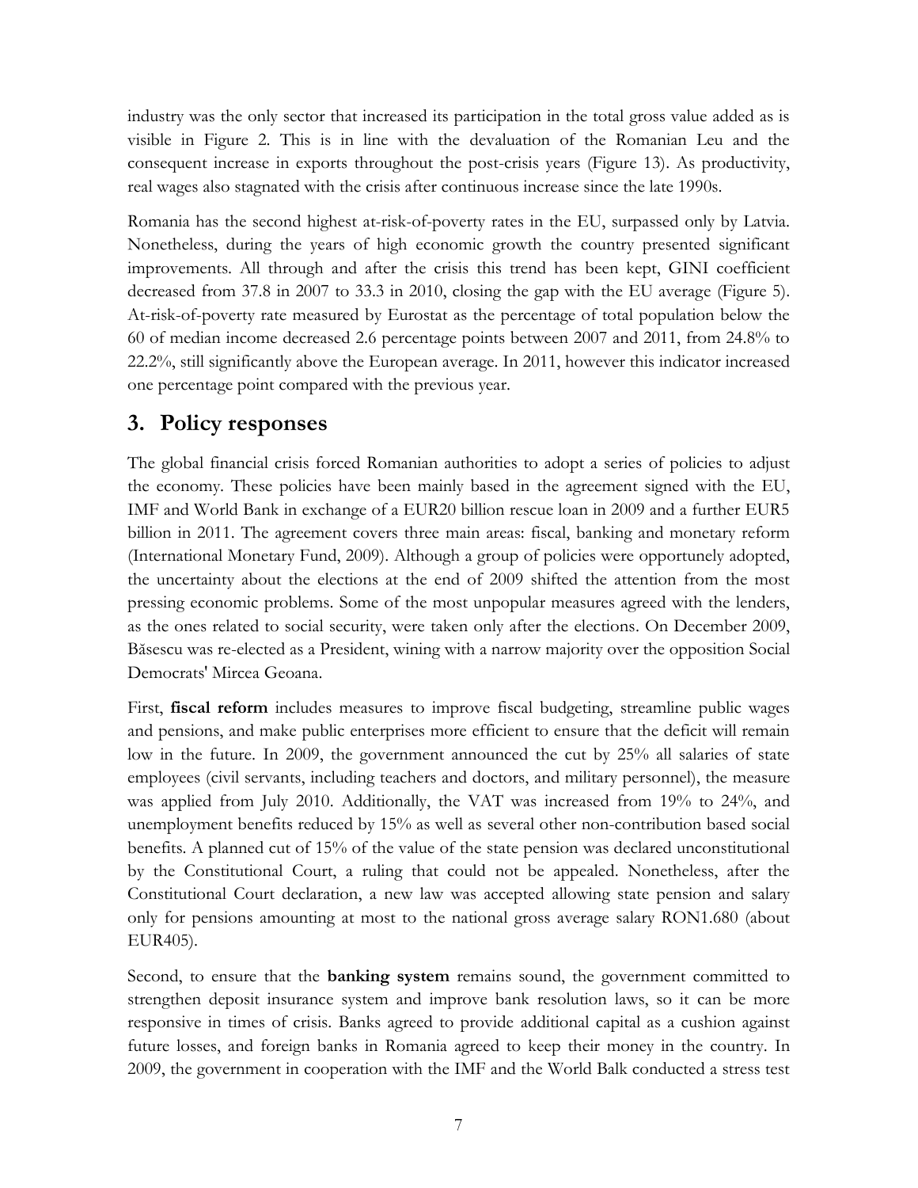industry was the only sector that increased its participation in the total gross value added as is visible in Figure 2. This is in line with the devaluation of the Romanian Leu and the consequent increase in exports throughout the post-crisis years (Figure 13). As productivity, real wages also stagnated with the crisis after continuous increase since the late 1990s.

Romania has the second highest at-risk-of-poverty rates in the EU, surpassed only by Latvia. Nonetheless, during the years of high economic growth the country presented significant improvements. All through and after the crisis this trend has been kept, GINI coefficient decreased from 37.8 in 2007 to 33.3 in 2010, closing the gap with the EU average (Figure 5). At-risk-of-poverty rate measured by Eurostat as the percentage of total population below the 60 of median income decreased 2.6 percentage points between 2007 and 2011, from 24.8% to 22.2%, still significantly above the European average. In 2011, however this indicator increased one percentage point compared with the previous year.

## 3. Policy responses

The global financial crisis forced Romanian authorities to adopt a series of policies to adjust the economy. These policies have been mainly based in the agreement signed with the EU, IMF and World Bank in exchange of a EUR20 billion rescue loan in 2009 and a further EUR5 billion in 2011. The agreement covers three main areas: fiscal, banking and monetary reform (International Monetary Fund, 2009). Although a group of policies were opportunely adopted, the uncertainty about the elections at the end of 2009 shifted the attention from the most pressing economic problems. Some of the most unpopular measures agreed with the lenders, as the ones related to social security, were taken only after the elections. On December 2009, Băsescu was re-elected as a President, wining with a narrow majority over the opposition Social Democrats' Mircea Geoana.

First, **fiscal reform** includes measures to improve fiscal budgeting, streamline public wages and pensions, and make public enterprises more efficient to ensure that the deficit will remain low in the future. In 2009, the government announced the cut by 25% all salaries of state employees (civil servants, including teachers and doctors, and military personnel), the measure was applied from July 2010. Additionally, the VAT was increased from 19% to 24%, and unemployment benefits reduced by 15% as well as several other non-contribution based social benefits. A planned cut of 15% of the value of the state pension was declared unconstitutional by the Constitutional Court, a ruling that could not be appealed. Nonetheless, after the Constitutional Court declaration, a new law was accepted allowing state pension and salary only for pensions amounting at most to the national gross average salary RON1.680 (about EUR405).

Second, to ensure that the **banking system** remains sound, the government committed to strengthen deposit insurance system and improve bank resolution laws, so it can be more responsive in times of crisis. Banks agreed to provide additional capital as a cushion against future losses, and foreign banks in Romania agreed to keep their money in the country. In 2009, the government in cooperation with the IMF and the World Balk conducted a stress test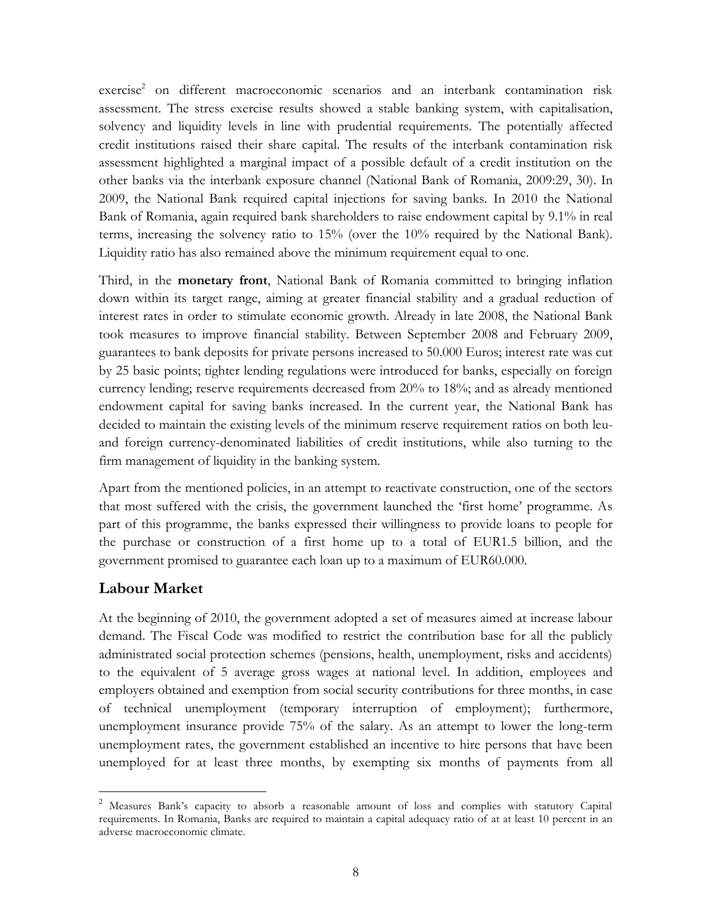exercise[2] on different macroeconomic scenarios and an interbank contamination risk assessment. The stress exercise results showed a stable banking system, with capitalisation, solvency and liquidity levels in line with prudential requirements. The potentially affected credit institutions raised their share capital. The results of the interbank contamination risk assessment highlighted a marginal impact of a possible default of a credit institution on the other banks via the interbank exposure channel (National Bank of Romania, 2009:29, 30). In 2009, the National Bank required capital injections for saving banks. In 2010 the National Bank of Romania, again required bank shareholders to raise endowment capital by 9.1% in real terms, increasing the solvency ratio to 15% (over the 10% required by the National Bank). Liquidity ratio has also remained above the minimum requirement equal to one.

Third, in the **monetary front**, National Bank of Romania committed to bringing inflation down within its target range, aiming at greater financial stability and a gradual reduction of interest rates in order to stimulate economic growth. Already in late 2008, the National Bank took measures to improve financial stability. Between September 2008 and February 2009, guarantees to bank deposits for private persons increased to 50.000 Euros; interest rate was cut by 25 basic points; tighter lending regulations were introduced for banks, especially on foreign currency lending; reserve requirements decreased from 20% to 18%; and as already mentioned endowment capital for saving banks increased. In the current year, the National Bank has decided to maintain the existing levels of the minimum reserve requirement ratios on both leu- and foreign currency-denominated liabilities of credit institutions, while also turning to the firm management of liquidity in the banking system.

Apart from the mentioned policies, in an attempt to reactivate construction, one of the sectors that most suffered with the crisis, the government launched the 'first home' programme. As part of this programme, the banks expressed their willingness to provide loans to people for the purchase or construction of a first home up to a total of EUR1.5 billion, and the government promised to guarantee each loan up to a maximum of EUR60.000.

## Labour Market

At the beginning of 2010, the government adopted a set of measures aimed at increase labour demand. The Fiscal Code was modified to restrict the contribution base for all the publicly administrated social protection schemes (pensions, health, unemployment, risks and accidents) to the equivalent of 5 average gross wages at national level. In addition, employees and employers obtained and exemption from social security contributions for three months, in case of technical unemployment (temporary interruption of employment); furthermore, unemployment insurance provide 75% of the salary. As an attempt to lower the long-term unemployment rates, the government established an incentive to hire persons that have been unemployed for at least three months, by exempting six months of payments from all

---

[2] Measures Bank's capacity to absorb a reasonable amount of loss and complies with statutory Capital requirements. In Romania, Banks are required to maintain a capital adequacy ratio of at at least 10 percent in an adverse macroeconomic climate.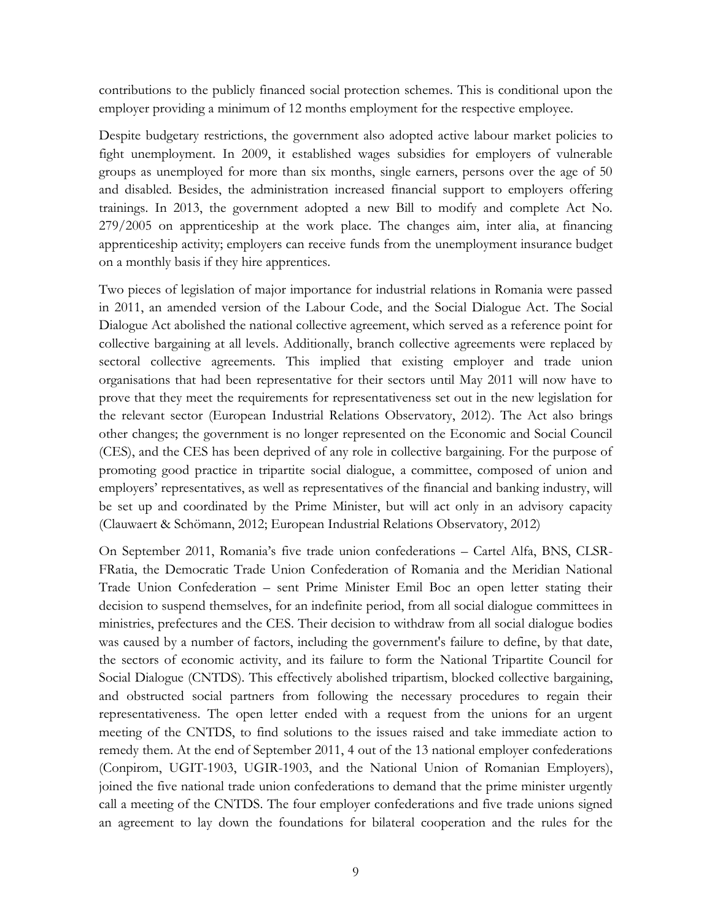contributions to the publicly financed social protection schemes. This is conditional upon the employer providing a minimum of 12 months employment for the respective employee.

Despite budgetary restrictions, the government also adopted active labour market policies to fight unemployment. In 2009, it established wages subsidies for employers of vulnerable groups as unemployed for more than six months, single earners, persons over the age of 50 and disabled. Besides, the administration increased financial support to employers offering trainings. In 2013, the government adopted a new Bill to modify and complete Act No. 279/2005 on apprenticeship at the work place. The changes aim, inter alia, at financing apprenticeship activity; employers can receive funds from the unemployment insurance budget on a monthly basis if they hire apprentices.

Two pieces of legislation of major importance for industrial relations in Romania were passed in 2011, an amended version of the Labour Code, and the Social Dialogue Act. The Social Dialogue Act abolished the national collective agreement, which served as a reference point for collective bargaining at all levels. Additionally, branch collective agreements were replaced by sectoral collective agreements. This implied that existing employer and trade union organisations that had been representative for their sectors until May 2011 will now have to prove that they meet the requirements for representativeness set out in the new legislation for the relevant sector (European Industrial Relations Observatory, 2012). The Act also brings other changes; the government is no longer represented on the Economic and Social Council (CES), and the CES has been deprived of any role in collective bargaining. For the purpose of promoting good practice in tripartite social dialogue, a committee, composed of union and employers' representatives, as well as representatives of the financial and banking industry, will be set up and coordinated by the Prime Minister, but will act only in an advisory capacity (Clauwaert & Schömann, 2012; European Industrial Relations Observatory, 2012)

On September 2011, Romania's five trade union confederations – Cartel Alfa, BNS, CLSR-FRatia, the Democratic Trade Union Confederation of Romania and the Meridian National Trade Union Confederation – sent Prime Minister Emil Boc an open letter stating their decision to suspend themselves, for an indefinite period, from all social dialogue committees in ministries, prefectures and the CES. Their decision to withdraw from all social dialogue bodies was caused by a number of factors, including the government's failure to define, by that date, the sectors of economic activity, and its failure to form the National Tripartite Council for Social Dialogue (CNTDS). This effectively abolished tripartism, blocked collective bargaining, and obstructed social partners from following the necessary procedures to regain their representativeness. The open letter ended with a request from the unions for an urgent meeting of the CNTDS, to find solutions to the issues raised and take immediate action to remedy them. At the end of September 2011, 4 out of the 13 national employer confederations (Conpirom, UGIT-1903, UGIR-1903, and the National Union of Romanian Employers), joined the five national trade union confederations to demand that the prime minister urgently call a meeting of the CNTDS. The four employer confederations and five trade unions signed an agreement to lay down the foundations for bilateral cooperation and the rules for the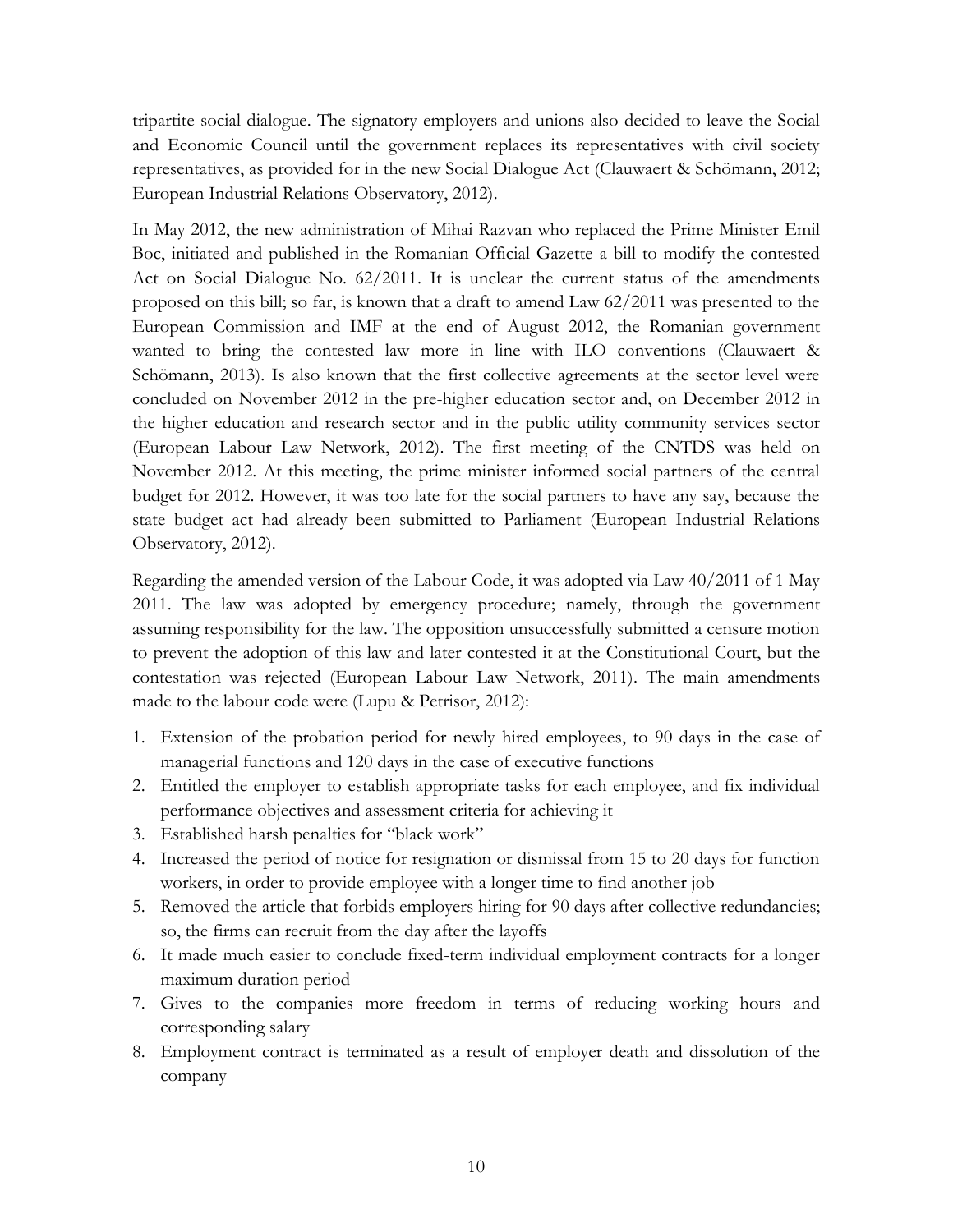tripartite social dialogue. The signatory employers and unions also decided to leave the Social and Economic Council until the government replaces its representatives with civil society representatives, as provided for in the new Social Dialogue Act (Clauwaert & Schömann, 2012; European Industrial Relations Observatory, 2012).

In May 2012, the new administration of Mihai Razvan who replaced the Prime Minister Emil Boc, initiated and published in the Romanian Official Gazette a bill to modify the contested Act on Social Dialogue No. 62/2011. It is unclear the current status of the amendments proposed on this bill; so far, is known that a draft to amend Law 62/2011 was presented to the European Commission and IMF at the end of August 2012, the Romanian government wanted to bring the contested law more in line with ILO conventions (Clauwaert & Schömann, 2013). Is also known that the first collective agreements at the sector level were concluded on November 2012 in the pre-higher education sector and, on December 2012 in the higher education and research sector and in the public utility community services sector (European Labour Law Network, 2012). The first meeting of the CNTDS was held on November 2012. At this meeting, the prime minister informed social partners of the central budget for 2012. However, it was too late for the social partners to have any say, because the state budget act had already been submitted to Parliament (European Industrial Relations Observatory, 2012).

Regarding the amended version of the Labour Code, it was adopted via Law 40/2011 of 1 May 2011. The law was adopted by emergency procedure; namely, through the government assuming responsibility for the law. The opposition unsuccessfully submitted a censure motion to prevent the adoption of this law and later contested it at the Constitutional Court, but the contestation was rejected (European Labour Law Network, 2011). The main amendments made to the labour code were (Lupu & Petrisor, 2012):

1. Extension of the probation period for newly hired employees, to 90 days in the case of managerial functions and 120 days in the case of executive functions
2. Entitled the employer to establish appropriate tasks for each employee, and fix individual performance objectives and assessment criteria for achieving it
3. Established harsh penalties for "black work"
4. Increased the period of notice for resignation or dismissal from 15 to 20 days for function workers, in order to provide employee with a longer time to find another job
5. Removed the article that forbids employers hiring for 90 days after collective redundancies; so, the firms can recruit from the day after the layoffs
6. It made much easier to conclude fixed-term individual employment contracts for a longer maximum duration period
7. Gives to the companies more freedom in terms of reducing working hours and corresponding salary
8. Employment contract is terminated as a result of employer death and dissolution of the company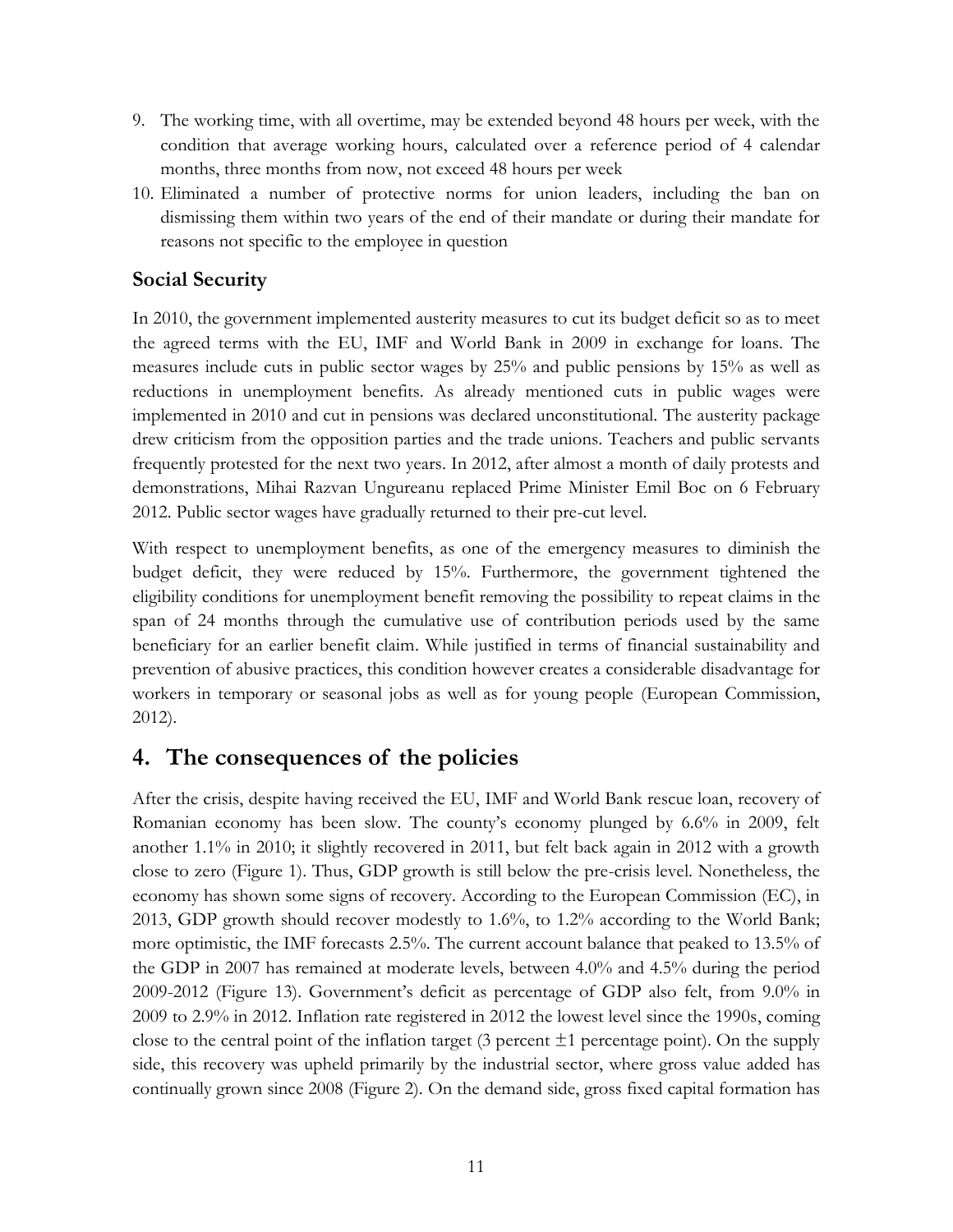9. The working time, with all overtime, may be extended beyond 48 hours per week, with the condition that average working hours, calculated over a reference period of 4 calendar months, three months from now, not exceed 48 hours per week
10. Eliminated a number of protective norms for union leaders, including the ban on dismissing them within two years of the end of their mandate or during their mandate for reasons not specific to the employee in question

### Social Security

In 2010, the government implemented austerity measures to cut its budget deficit so as to meet the agreed terms with the EU, IMF and World Bank in 2009 in exchange for loans. The measures include cuts in public sector wages by 25% and public pensions by 15% as well as reductions in unemployment benefits. As already mentioned cuts in public wages were implemented in 2010 and cut in pensions was declared unconstitutional. The austerity package drew criticism from the opposition parties and the trade unions. Teachers and public servants frequently protested for the next two years. In 2012, after almost a month of daily protests and demonstrations, Mihai Razvan Ungureanu replaced Prime Minister Emil Boc on 6 February 2012. Public sector wages have gradually returned to their pre-cut level.

With respect to unemployment benefits, as one of the emergency measures to diminish the budget deficit, they were reduced by 15%. Furthermore, the government tightened the eligibility conditions for unemployment benefit removing the possibility to repeat claims in the span of 24 months through the cumulative use of contribution periods used by the same beneficiary for an earlier benefit claim. While justified in terms of financial sustainability and prevention of abusive practices, this condition however creates a considerable disadvantage for workers in temporary or seasonal jobs as well as for young people (European Commission, 2012).

## 4. The consequences of the policies

After the crisis, despite having received the EU, IMF and World Bank rescue loan, recovery of Romanian economy has been slow. The county's economy plunged by 6.6% in 2009, felt another 1.1% in 2010; it slightly recovered in 2011, but felt back again in 2012 with a growth close to zero (Figure 1). Thus, GDP growth is still below the pre-crisis level. Nonetheless, the economy has shown some signs of recovery. According to the European Commission (EC), in 2013, GDP growth should recover modestly to 1.6%, to 1.2% according to the World Bank; more optimistic, the IMF forecasts 2.5%. The current account balance that peaked to 13.5% of the GDP in 2007 has remained at moderate levels, between 4.0% and 4.5% during the period 2009-2012 (Figure 13). Government's deficit as percentage of GDP also felt, from 9.0% in 2009 to 2.9% in 2012. Inflation rate registered in 2012 the lowest level since the 1990s, coming close to the central point of the inflation target (3 percent $\pm$1 percentage point). On the supply side, this recovery was upheld primarily by the industrial sector, where gross value added has continually grown since 2008 (Figure 2). On the demand side, gross fixed capital formation has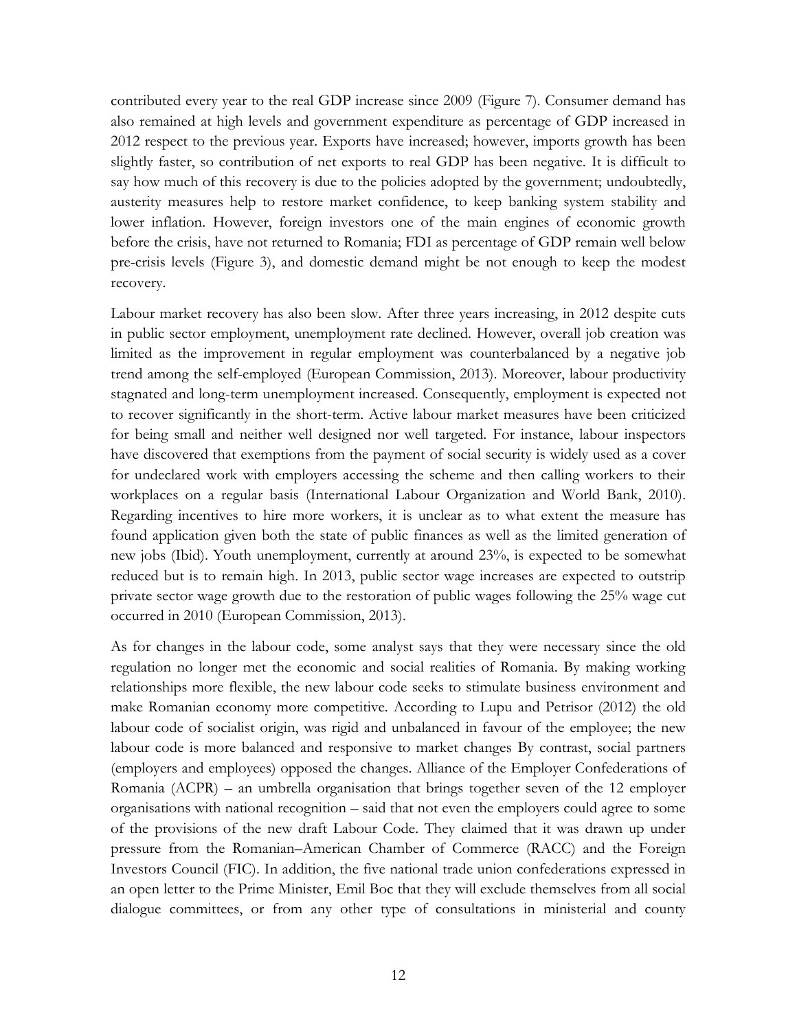contributed every year to the real GDP increase since 2009 (Figure 7). Consumer demand has also remained at high levels and government expenditure as percentage of GDP increased in 2012 respect to the previous year. Exports have increased; however, imports growth has been slightly faster, so contribution of net exports to real GDP has been negative. It is difficult to say how much of this recovery is due to the policies adopted by the government; undoubtedly, austerity measures help to restore market confidence, to keep banking system stability and lower inflation. However, foreign investors one of the main engines of economic growth before the crisis, have not returned to Romania; FDI as percentage of GDP remain well below pre-crisis levels (Figure 3), and domestic demand might be not enough to keep the modest recovery.

Labour market recovery has also been slow. After three years increasing, in 2012 despite cuts in public sector employment, unemployment rate declined. However, overall job creation was limited as the improvement in regular employment was counterbalanced by a negative job trend among the self-employed (European Commission, 2013). Moreover, labour productivity stagnated and long-term unemployment increased. Consequently, employment is expected not to recover significantly in the short-term. Active labour market measures have been criticized for being small and neither well designed nor well targeted. For instance, labour inspectors have discovered that exemptions from the payment of social security is widely used as a cover for undeclared work with employers accessing the scheme and then calling workers to their workplaces on a regular basis (International Labour Organization and World Bank, 2010). Regarding incentives to hire more workers, it is unclear as to what extent the measure has found application given both the state of public finances as well as the limited generation of new jobs (Ibid). Youth unemployment, currently at around 23%, is expected to be somewhat reduced but is to remain high. In 2013, public sector wage increases are expected to outstrip private sector wage growth due to the restoration of public wages following the 25% wage cut occurred in 2010 (European Commission, 2013).

As for changes in the labour code, some analyst says that they were necessary since the old regulation no longer met the economic and social realities of Romania. By making working relationships more flexible, the new labour code seeks to stimulate business environment and make Romanian economy more competitive. According to Lupu and Petrisor (2012) the old labour code of socialist origin, was rigid and unbalanced in favour of the employee; the new labour code is more balanced and responsive to market changes By contrast, social partners (employers and employees) opposed the changes. Alliance of the Employer Confederations of Romania (ACPR) – an umbrella organisation that brings together seven of the 12 employer organisations with national recognition – said that not even the employers could agree to some of the provisions of the new draft Labour Code. They claimed that it was drawn up under pressure from the Romanian–American Chamber of Commerce (RACC) and the Foreign Investors Council (FIC). In addition, the five national trade union confederations expressed in an open letter to the Prime Minister, Emil Boc that they will exclude themselves from all social dialogue committees, or from any other type of consultations in ministerial and county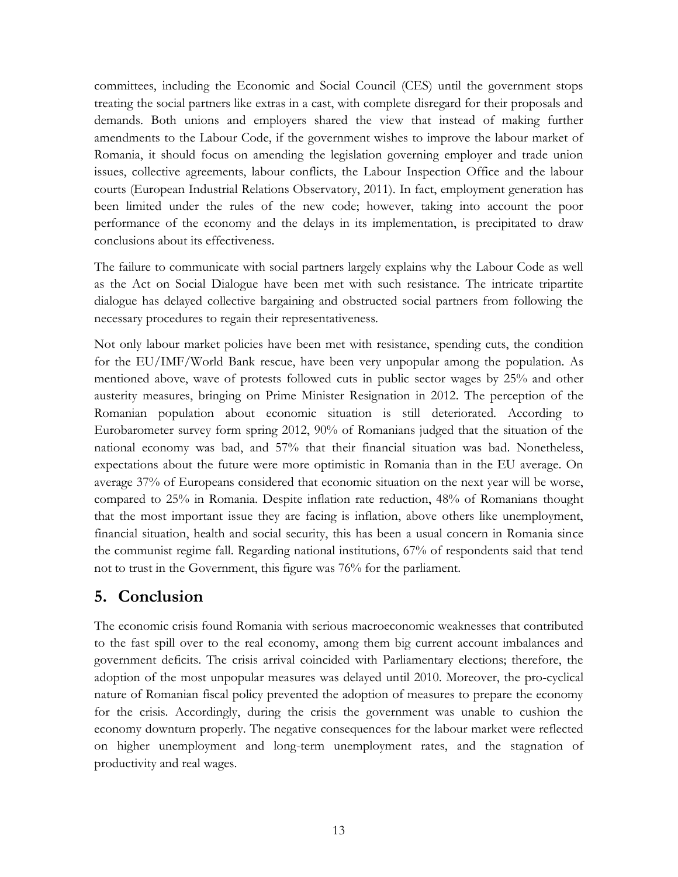committees, including the Economic and Social Council (CES) until the government stops treating the social partners like extras in a cast, with complete disregard for their proposals and demands. Both unions and employers shared the view that instead of making further amendments to the Labour Code, if the government wishes to improve the labour market of Romania, it should focus on amending the legislation governing employer and trade union issues, collective agreements, labour conflicts, the Labour Inspection Office and the labour courts (European Industrial Relations Observatory, 2011). In fact, employment generation has been limited under the rules of the new code; however, taking into account the poor performance of the economy and the delays in its implementation, is precipitated to draw conclusions about its effectiveness.

The failure to communicate with social partners largely explains why the Labour Code as well as the Act on Social Dialogue have been met with such resistance. The intricate tripartite dialogue has delayed collective bargaining and obstructed social partners from following the necessary procedures to regain their representativeness.

Not only labour market policies have been met with resistance, spending cuts, the condition for the EU/IMF/World Bank rescue, have been very unpopular among the population. As mentioned above, wave of protests followed cuts in public sector wages by 25% and other austerity measures, bringing on Prime Minister Resignation in 2012. The perception of the Romanian population about economic situation is still deteriorated. According to Eurobarometer survey form spring 2012, 90% of Romanians judged that the situation of the national economy was bad, and 57% that their financial situation was bad. Nonetheless, expectations about the future were more optimistic in Romania than in the EU average. On average 37% of Europeans considered that economic situation on the next year will be worse, compared to 25% in Romania. Despite inflation rate reduction, 48% of Romanians thought that the most important issue they are facing is inflation, above others like unemployment, financial situation, health and social security, this has been a usual concern in Romania since the communist regime fall. Regarding national institutions, 67% of respondents said that tend not to trust in the Government, this figure was 76% for the parliament.

## 5. Conclusion

The economic crisis found Romania with serious macroeconomic weaknesses that contributed to the fast spill over to the real economy, among them big current account imbalances and government deficits. The crisis arrival coincided with Parliamentary elections; therefore, the adoption of the most unpopular measures was delayed until 2010. Moreover, the pro-cyclical nature of Romanian fiscal policy prevented the adoption of measures to prepare the economy for the crisis. Accordingly, during the crisis the government was unable to cushion the economy downturn properly. The negative consequences for the labour market were reflected on higher unemployment and long-term unemployment rates, and the stagnation of productivity and real wages.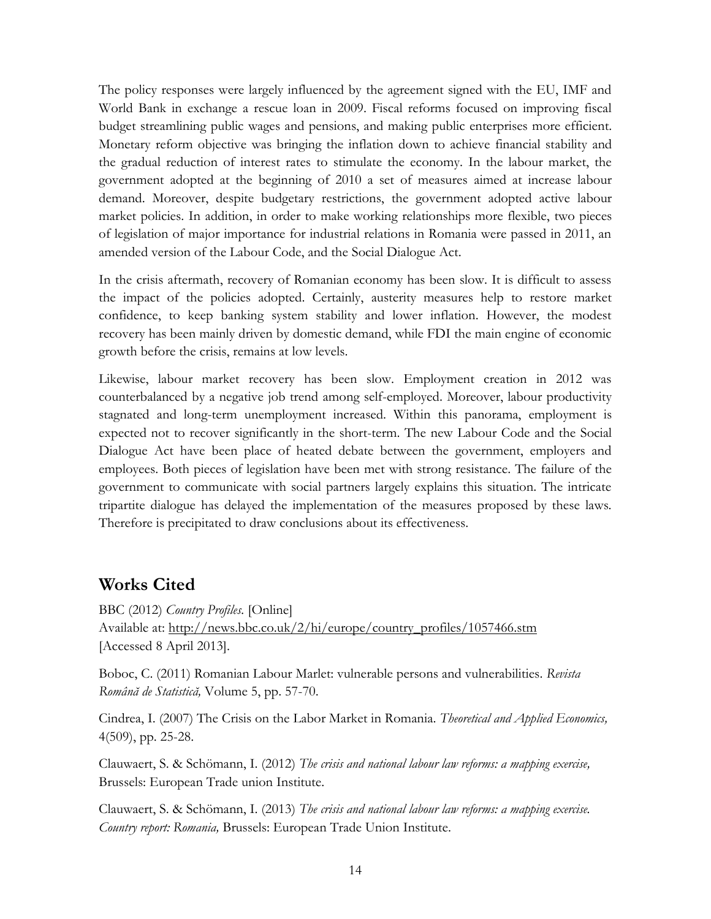The policy responses were largely influenced by the agreement signed with the EU, IMF and World Bank in exchange a rescue loan in 2009. Fiscal reforms focused on improving fiscal budget streamlining public wages and pensions, and making public enterprises more efficient. Monetary reform objective was bringing the inflation down to achieve financial stability and the gradual reduction of interest rates to stimulate the economy. In the labour market, the government adopted at the beginning of 2010 a set of measures aimed at increase labour demand. Moreover, despite budgetary restrictions, the government adopted active labour market policies. In addition, in order to make working relationships more flexible, two pieces of legislation of major importance for industrial relations in Romania were passed in 2011, an amended version of the Labour Code, and the Social Dialogue Act.

In the crisis aftermath, recovery of Romanian economy has been slow. It is difficult to assess the impact of the policies adopted. Certainly, austerity measures help to restore market confidence, to keep banking system stability and lower inflation. However, the modest recovery has been mainly driven by domestic demand, while FDI the main engine of economic growth before the crisis, remains at low levels.

Likewise, labour market recovery has been slow. Employment creation in 2012 was counterbalanced by a negative job trend among self-employed. Moreover, labour productivity stagnated and long-term unemployment increased. Within this panorama, employment is expected not to recover significantly in the short-term. The new Labour Code and the Social Dialogue Act have been place of heated debate between the government, employers and employees. Both pieces of legislation have been met with strong resistance. The failure of the government to communicate with social partners largely explains this situation. The intricate tripartite dialogue has delayed the implementation of the measures proposed by these laws. Therefore is precipitated to draw conclusions about its effectiveness.

## Works Cited

BBC (2012) *Country Profiles.* [Online]
Available at: http://news.bbc.co.uk/2/hi/europe/country_profiles/1057466.stm
[Accessed 8 April 2013].

Boboc, C. (2011) Romanian Labour Marlet: vulnerable persons and vulnerabilities. *Revista Română de Statistică,* Volume 5, pp. 57-70.

Cindrea, I. (2007) The Crisis on the Labor Market in Romania. *Theoretical and Applied Economics,* 4(509), pp. 25-28.

Clauwaert, S. & Schömann, I. (2012) *The crisis and national labour law reforms: a mapping exercise,* Brussels: European Trade union Institute.

Clauwaert, S. & Schömann, I. (2013) *The crisis and national labour law reforms: a mapping exercise. Country report: Romania,* Brussels: European Trade Union Institute.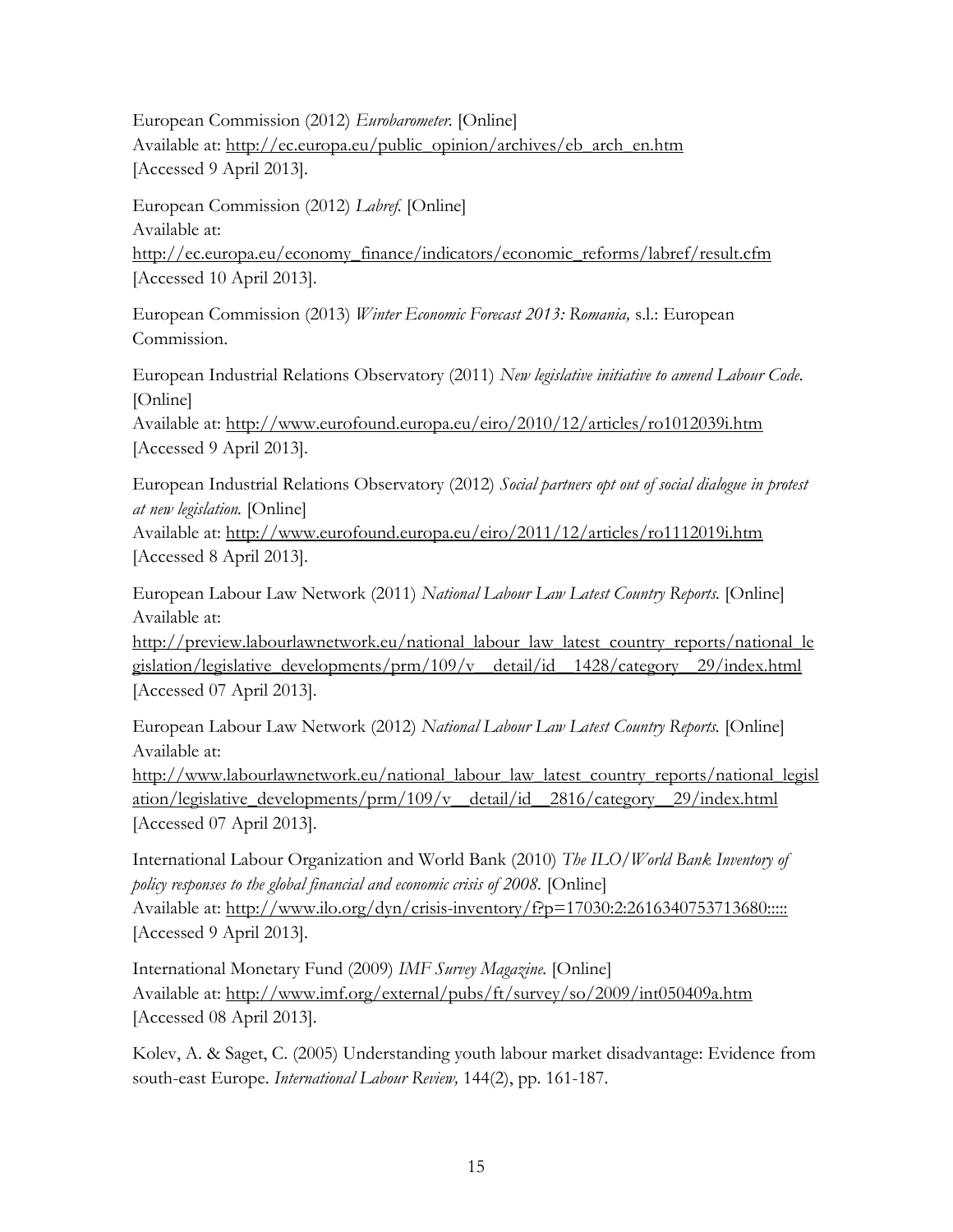European Commission (2012) *Eurobarometer.* [Online]
Available at: http://ec.europa.eu/public_opinion/archives/eb_arch_en.htm
[Accessed 9 April 2013].

European Commission (2012) *Labref.* [Online]
Available at:
http://ec.europa.eu/economy_finance/indicators/economic_reforms/labref/result.cfm
[Accessed 10 April 2013].

European Commission (2013) *Winter Economic Forecast 2013: Romania,* s.l.: European Commission.

European Industrial Relations Observatory (2011) *New legislative initiative to amend Labour Code.* [Online]
Available at: http://www.eurofound.europa.eu/eiro/2010/12/articles/ro1012039i.htm
[Accessed 9 April 2013].

European Industrial Relations Observatory (2012) *Social partners opt out of social dialogue in protest at new legislation.* [Online]
Available at: http://www.eurofound.europa.eu/eiro/2011/12/articles/ro1112019i.htm
[Accessed 8 April 2013].

European Labour Law Network (2011) *National Labour Law Latest Country Reports.* [Online]
Available at:
http://preview.labourlawnetwork.eu/national_labour_law_latest_country_reports/national_legislation/legislative_developments/prm/109/v__detail/id__1428/category__29/index.html
[Accessed 07 April 2013].

European Labour Law Network (2012) *National Labour Law Latest Country Reports.* [Online]
Available at:
http://www.labourlawnetwork.eu/national_labour_law_latest_country_reports/national_legislation/legislative_developments/prm/109/v__detail/id__2816/category__29/index.html
[Accessed 07 April 2013].

International Labour Organization and World Bank (2010) *The ILO/World Bank Inventory of policy responses to the global financial and economic crisis of 2008.* [Online]
Available at: http://www.ilo.org/dyn/crisis-inventory/f?p=17030:2:2616340753713680:::::
[Accessed 9 April 2013].

International Monetary Fund (2009) *IMF Survey Magazine.* [Online]
Available at: http://www.imf.org/external/pubs/ft/survey/so/2009/int050409a.htm
[Accessed 08 April 2013].

Kolev, A. & Saget, C. (2005) Understanding youth labour market disadvantage: Evidence from south-east Europe. *International Labour Review,* 144(2), pp. 161-187.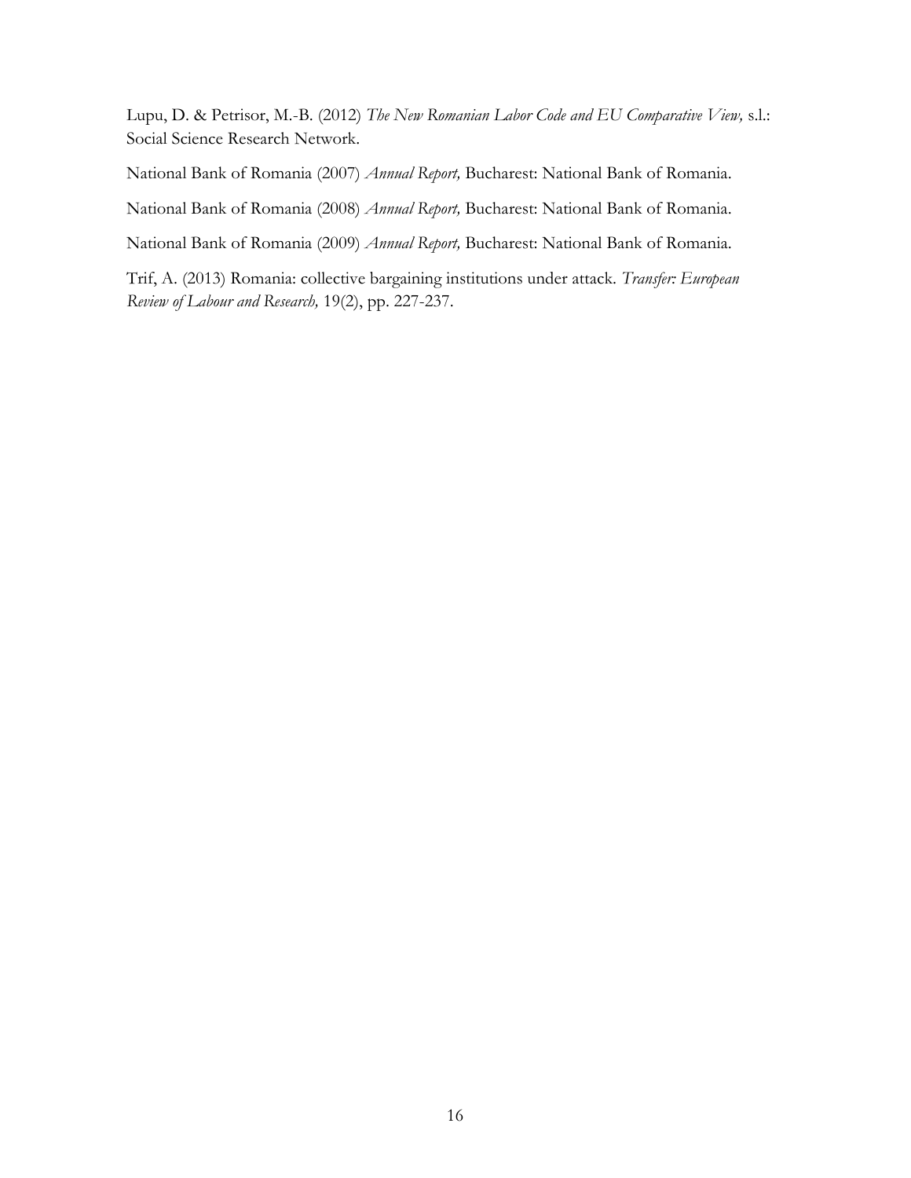Lupu, D. & Petrisor, M.-B. (2012) *The New Romanian Labor Code and EU Comparative View,* s.l.: Social Science Research Network.

National Bank of Romania (2007) *Annual Report,* Bucharest: National Bank of Romania.

National Bank of Romania (2008) *Annual Report,* Bucharest: National Bank of Romania.

National Bank of Romania (2009) *Annual Report,* Bucharest: National Bank of Romania.

Trif, A. (2013) Romania: collective bargaining institutions under attack. *Transfer: European Review of Labour and Research,* 19(2), pp. 227-237.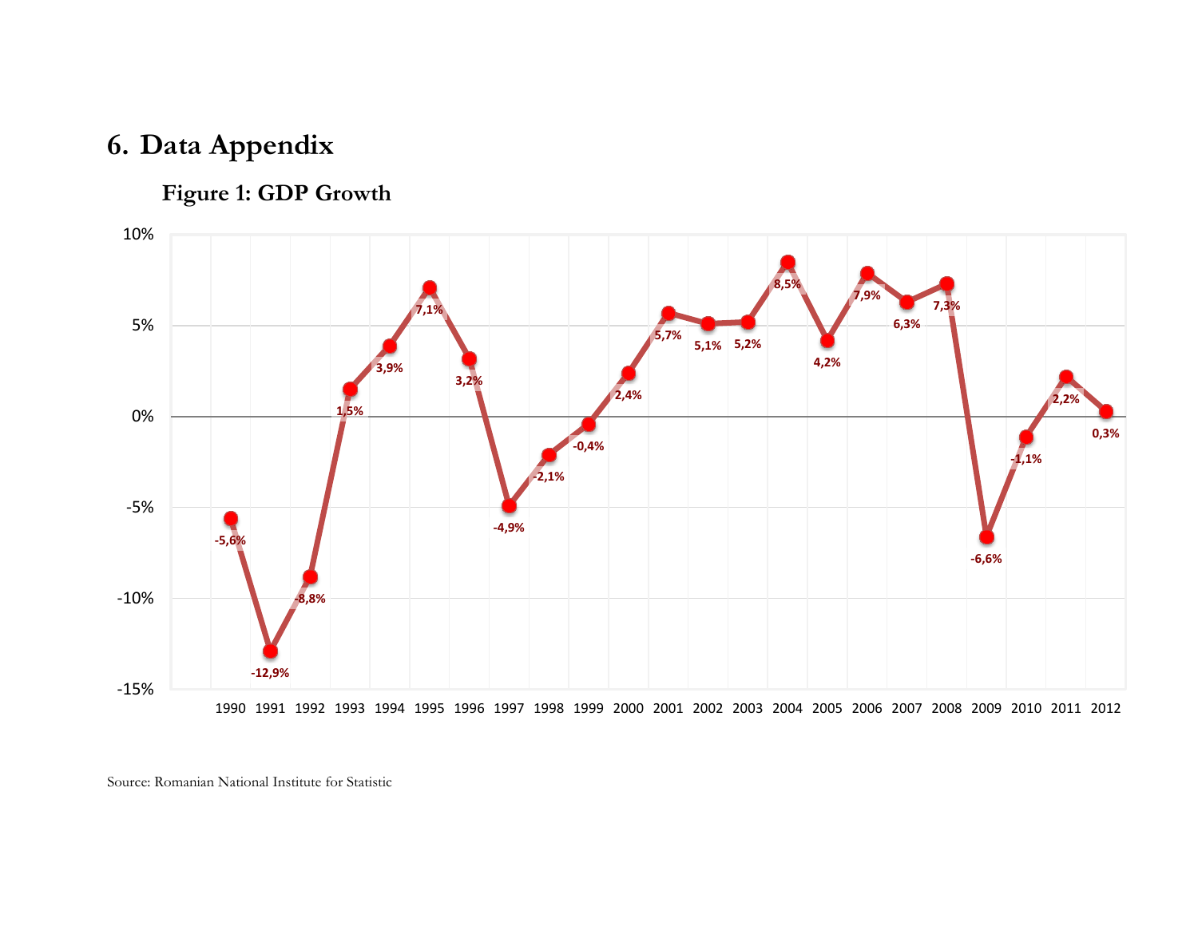# 6. Data Appendix

## Figure 1: GDP Growth

Source: Romanian National Institute for Statistic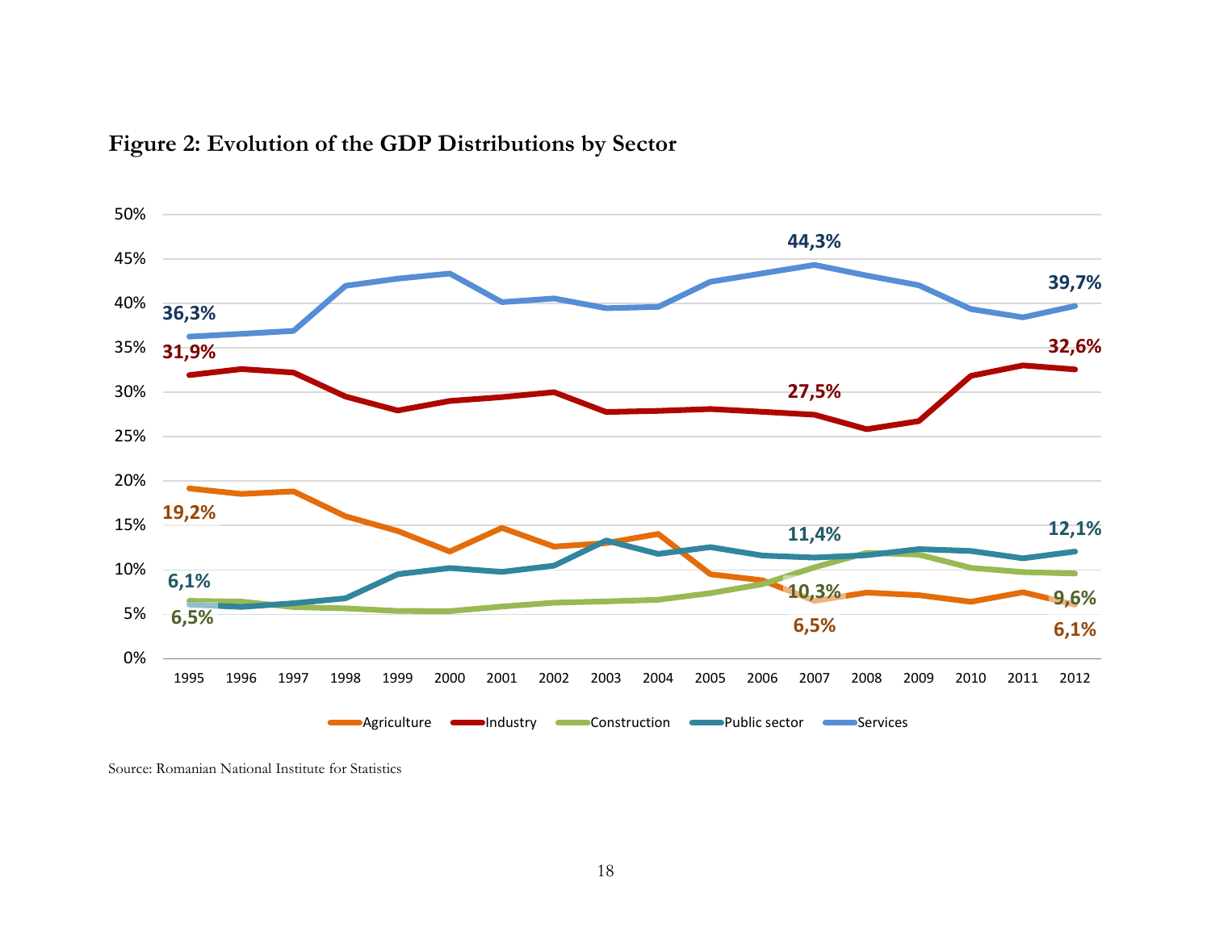**Figure 2: Evolution of the GDP Distributions by Sector**

Source: Romanian National Institute for Statistics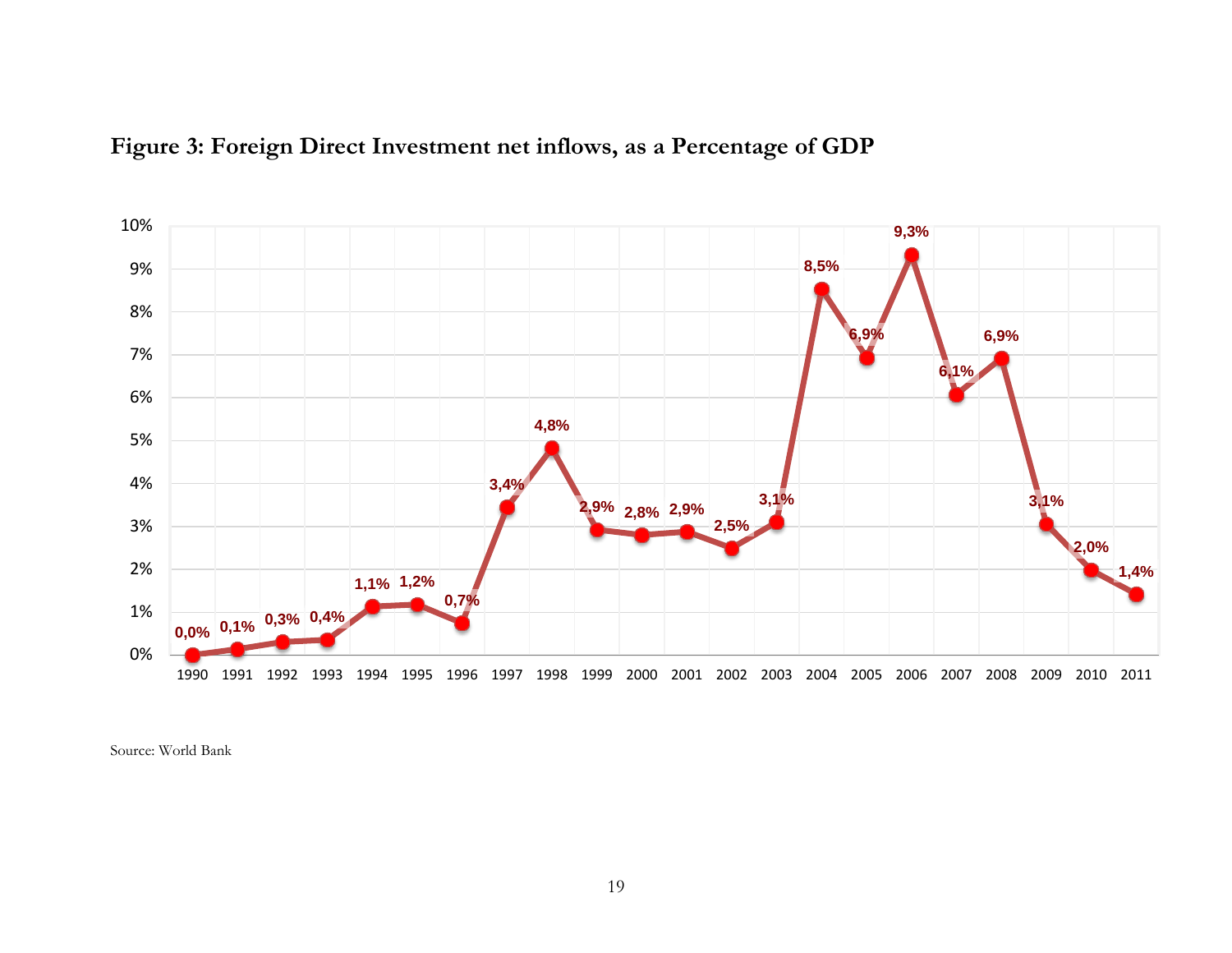**Figure 3: Foreign Direct Investment net inflows, as a Percentage of GDP**

| Year | FDI net inflows (% of GDP) |
|---|---|
| 1990 | 0,0% |
| 1991 | 0,1% |
| 1992 | 0,3% |
| 1993 | 0,4% |
| 1994 | 1,1% |
| 1995 | 1,2% |
| 1996 | 0,7% |
| 1997 | 3,4% |
| 1998 | 4,8% |
| 1999 | 2,9% |
| 2000 | 2,8% |
| 2001 | 2,9% |
| 2002 | 2,5% |
| 2003 | 3,1% |
| 2004 | 8,5% |
| 2005 | 6,9% |
| 2006 | 9,3% |
| 2007 | 6,1% |
| 2008 | 6,9% |
| 2009 | 3,1% |
| 2010 | 2,0% |
| 2011 | 1,4% |

Source: World Bank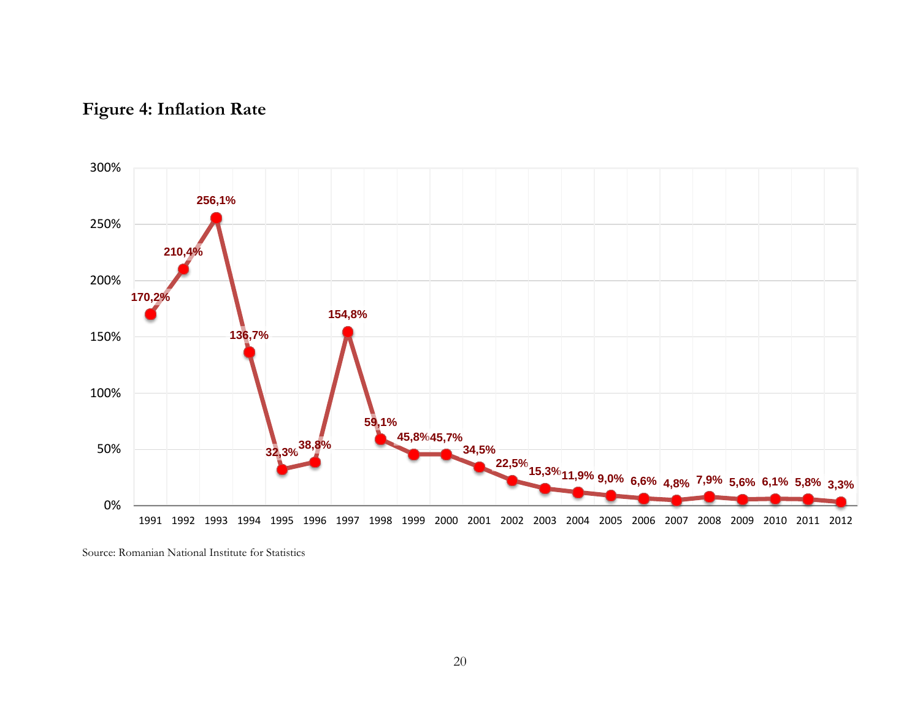**Figure 4: Inflation Rate**

| Year | Inflation Rate |
|---|---|
| 1991 | 170,2% |
| 1992 | 210,4% |
| 1993 | 256,1% |
| 1994 | 136,7% |
| 1995 | 32,3% |
| 1996 | 38,8% |
| 1997 | 154,8% |
| 1998 | 59,1% |
| 1999 | 45,8% |
| 2000 | 45,7% |
| 2001 | 34,5% |
| 2002 | 22,5% |
| 2003 | 15,3% |
| 2004 | 11,9% |
| 2005 | 9,0% |
| 2006 | 6,6% |
| 2007 | 4,8% |
| 2008 | 7,9% |
| 2009 | 5,6% |
| 2010 | 6,1% |
| 2011 | 5,8% |
| 2012 | 3,3% |

Source: Romanian National Institute for Statistics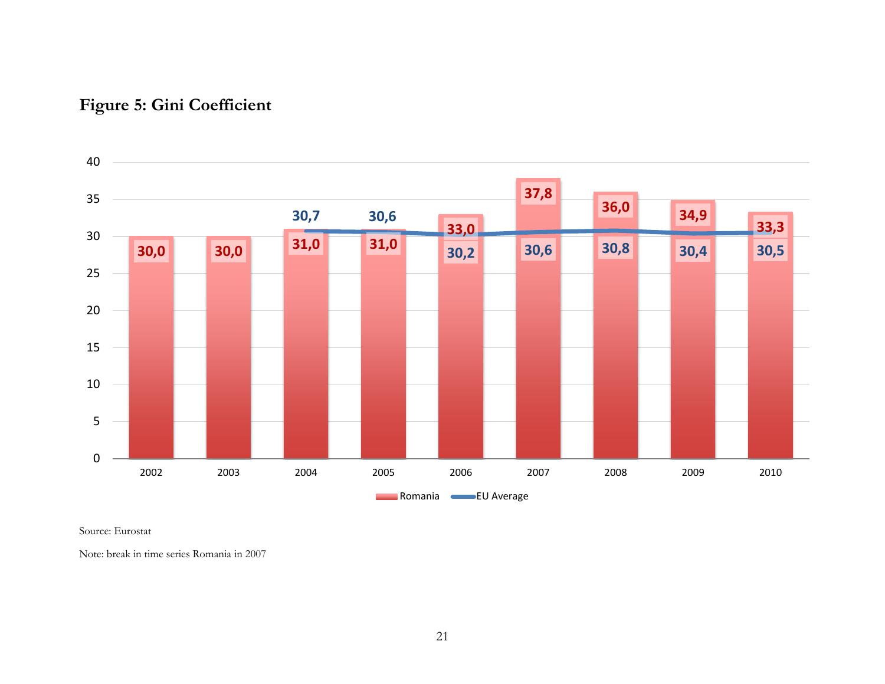**Figure 5: Gini Coefficient**

| Year | Romania | EU Average |
|---|---|---|
| 2002 | 30,0 | |
| 2003 | 30,0 | |
| 2004 | 31,0 | 30,7 |
| 2005 | 31,0 | 30,6 |
| 2006 | 33,0 | 30,2 |
| 2007 | 37,8 | 30,6 |
| 2008 | 36,0 | 30,8 |
| 2009 | 34,9 | 30,4 |
| 2010 | 33,3 | 30,5 |

Source: Eurostat

Note: break in time series Romania in 2007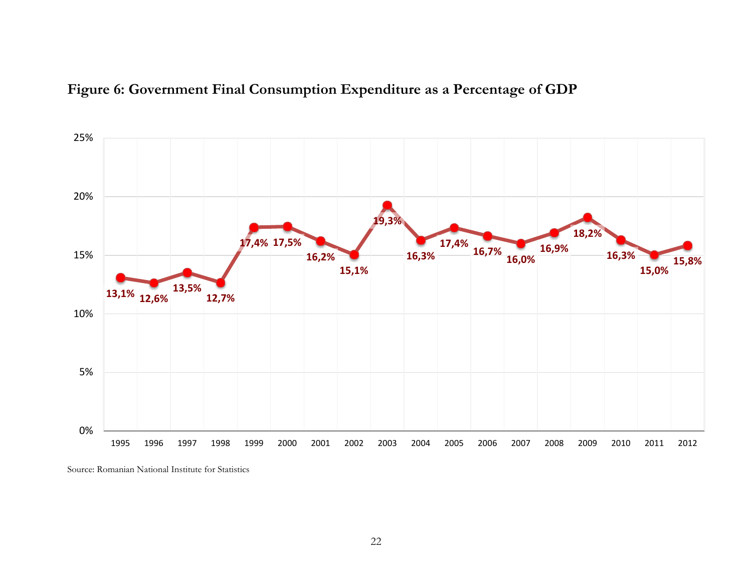**Figure 6: Government Final Consumption Expenditure as a Percentage of GDP**

| Year | % of GDP |
|---|---|
| 1995 | 13,1% |
| 1996 | 12,6% |
| 1997 | 13,5% |
| 1998 | 12,7% |
| 1999 | 17,4% |
| 2000 | 17,5% |
| 2001 | 16,2% |
| 2002 | 15,1% |
| 2003 | 19,3% |
| 2004 | 16,3% |
| 2005 | 17,4% |
| 2006 | 16,7% |
| 2007 | 16,0% |
| 2008 | 16,9% |
| 2009 | 18,2% |
| 2010 | 16,3% |
| 2011 | 15,0% |
| 2012 | 15,8% |

Source: Romanian National Institute for Statistics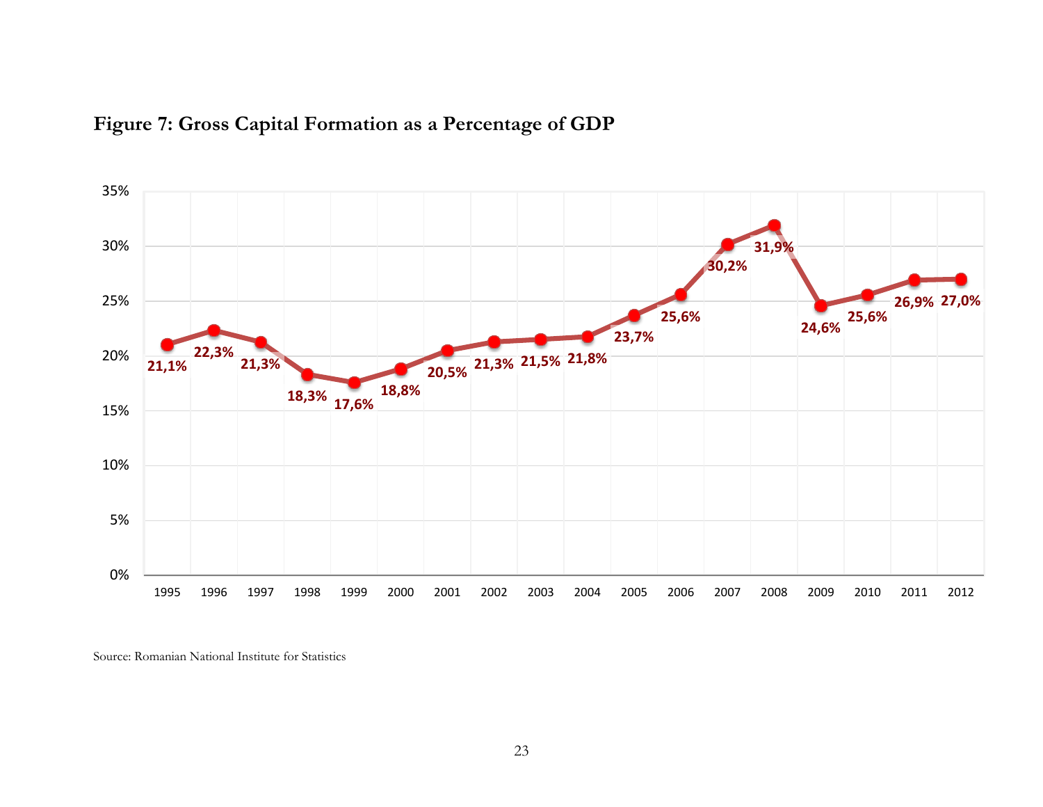**Figure 7: Gross Capital Formation as a Percentage of GDP**

| Year | Gross Capital Formation (% of GDP) |
|---|---|
| 1995 | 21,1% |
| 1996 | 22,3% |
| 1997 | 21,3% |
| 1998 | 18,3% |
| 1999 | 17,6% |
| 2000 | 18,8% |
| 2001 | 20,5% |
| 2002 | 21,3% |
| 2003 | 21,5% |
| 2004 | 21,8% |
| 2005 | 23,7% |
| 2006 | 25,6% |
| 2007 | 30,2% |
| 2008 | 31,9% |
| 2009 | 24,6% |
| 2010 | 25,6% |
| 2011 | 26,9% |
| 2012 | 27,0% |

Source: Romanian National Institute for Statistics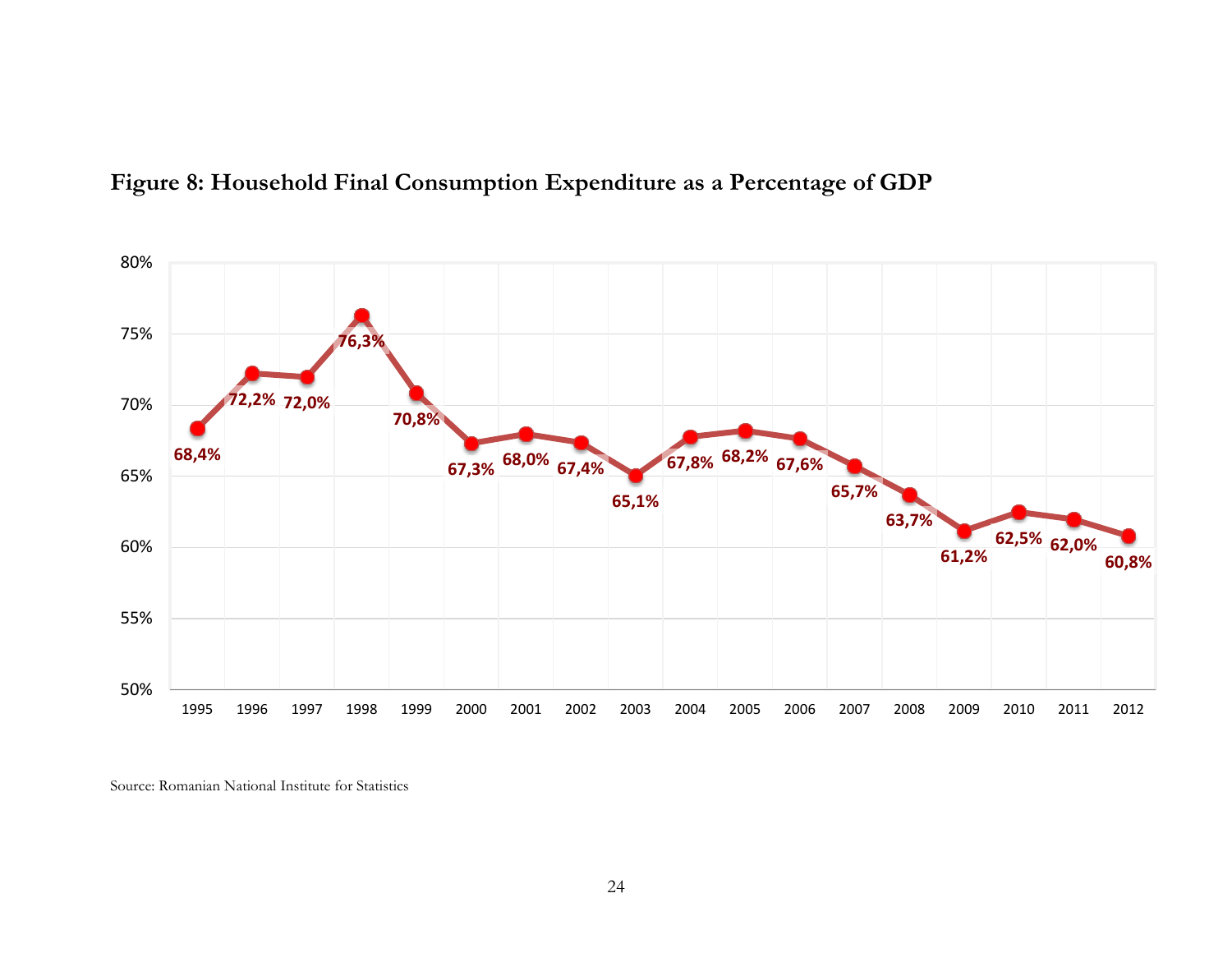**Figure 8: Household Final Consumption Expenditure as a Percentage of GDP**

| Year | Household Final Consumption Expenditure (% of GDP) |
|---|---|
| 1995 | 68,4% |
| 1996 | 72,2% |
| 1997 | 72,0% |
| 1998 | 76,3% |
| 1999 | 70,8% |
| 2000 | 67,3% |
| 2001 | 68,0% |
| 2002 | 67,4% |
| 2003 | 65,1% |
| 2004 | 67,8% |
| 2005 | 68,2% |
| 2006 | 67,6% |
| 2007 | 65,7% |
| 2008 | 63,7% |
| 2009 | 61,2% |
| 2010 | 62,5% |
| 2011 | 62,0% |
| 2012 | 60,8% |

Source: Romanian National Institute for Statistics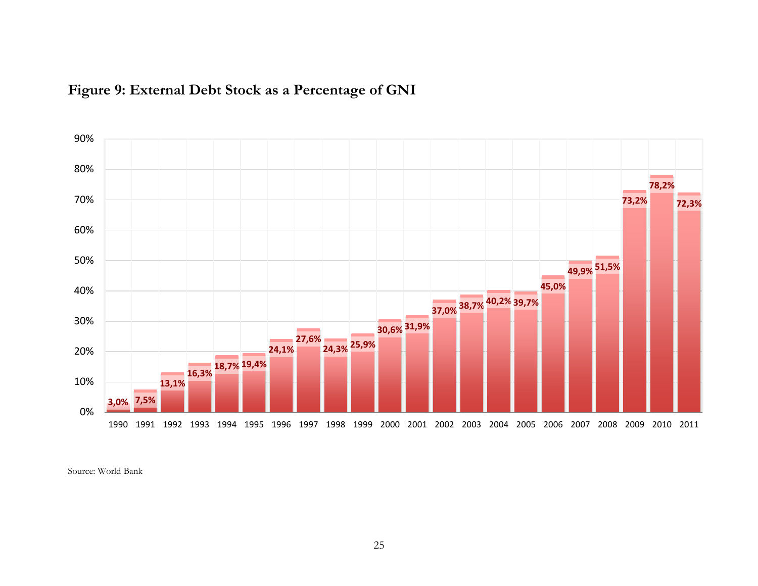### Figure 9: External Debt Stock as a Percentage of GNI

| Year | External Debt Stock (% of GNI) |
|---|---|
| 1990 | 3,0% |
| 1991 | 7,5% |
| 1992 | 13,1% |
| 1993 | 16,3% |
| 1994 | 18,7% |
| 1995 | 19,4% |
| 1996 | 24,1% |
| 1997 | 27,6% |
| 1998 | 24,3% |
| 1999 | 25,9% |
| 2000 | 30,6% |
| 2001 | 31,9% |
| 2002 | 37,0% |
| 2003 | 38,7% |
| 2004 | 40,2% |
| 2005 | 39,7% |
| 2006 | 45,0% |
| 2007 | 49,9% |
| 2008 | 51,5% |
| 2009 | 73,2% |
| 2010 | 78,2% |
| 2011 | 72,3% |

Source: World Bank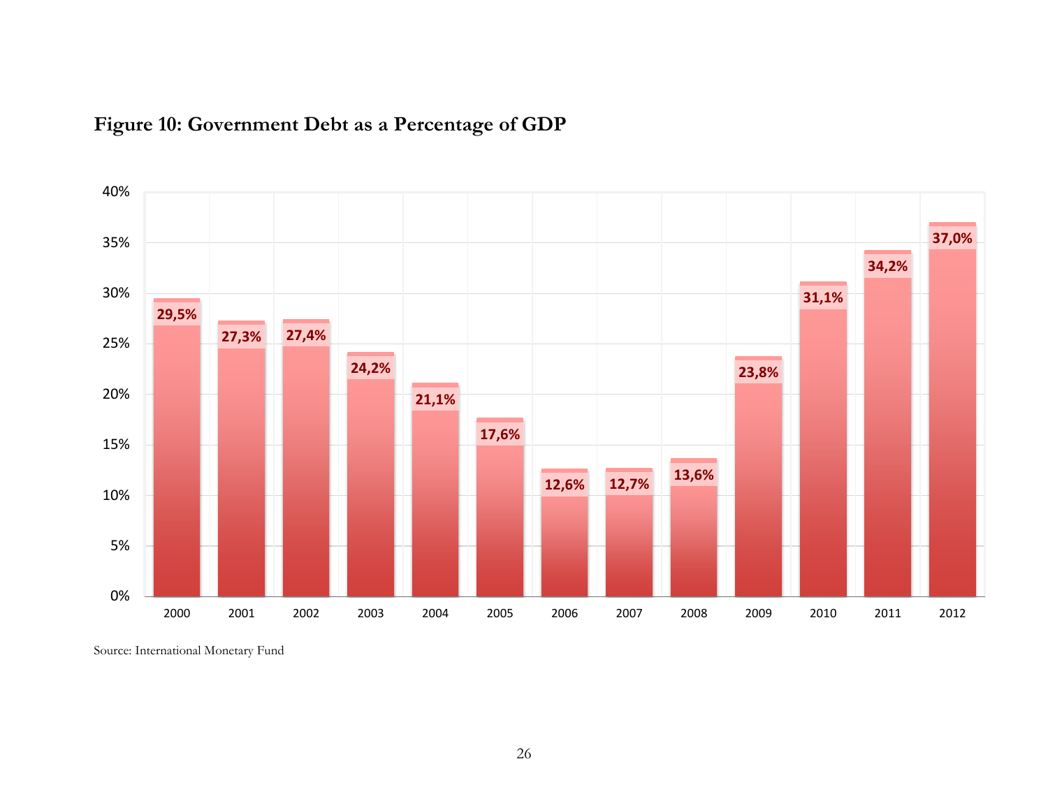**Figure 10: Government Debt as a Percentage of GDP**

| Year | Government Debt (% of GDP) |
|---|---|
| 2000 | 29,5% |
| 2001 | 27,3% |
| 2002 | 27,4% |
| 2003 | 24,2% |
| 2004 | 21,1% |
| 2005 | 17,6% |
| 2006 | 12,6% |
| 2007 | 12,7% |
| 2008 | 13,6% |
| 2009 | 23,8% |
| 2010 | 31,1% |
| 2011 | 34,2% |
| 2012 | 37,0% |

Source: International Monetary Fund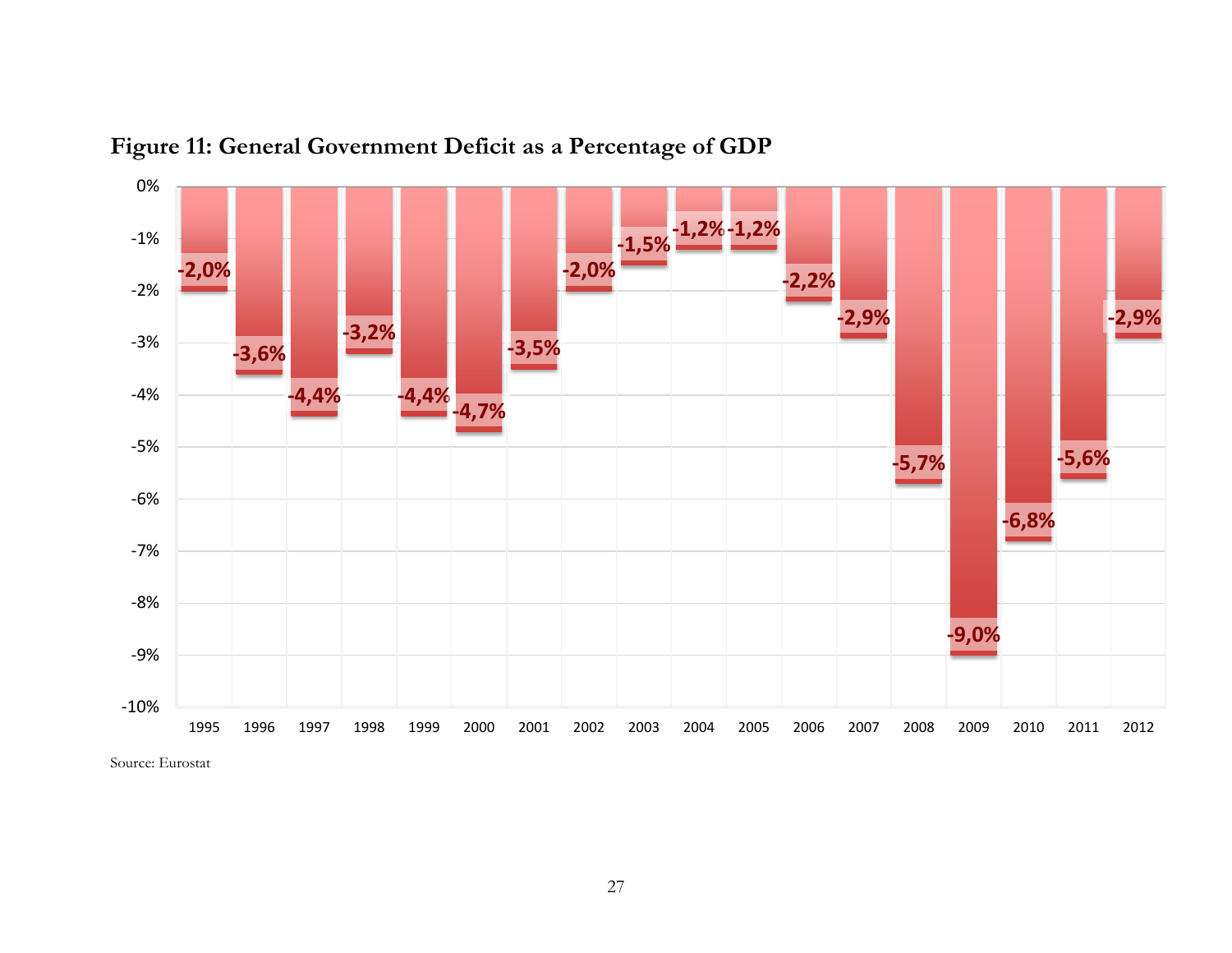**Figure 11: General Government Deficit as a Percentage of GDP**

| Year | Deficit (% of GDP) |
|---|---|
| 1995 | -2,0% |
| 1996 | -3,6% |
| 1997 | -4,4% |
| 1998 | -3,2% |
| 1999 | -4,4% |
| 2000 | -4,7% |
| 2001 | -3,5% |
| 2002 | -2,0% |
| 2003 | -1,5% |
| 2004 | -1,2% |
| 2005 | -1,2% |
| 2006 | -2,2% |
| 2007 | -2,9% |
| 2008 | -5,7% |
| 2009 | -9,0% |
| 2010 | -6,8% |
| 2011 | -5,6% |
| 2012 | -2,9% |

Source: Eurostat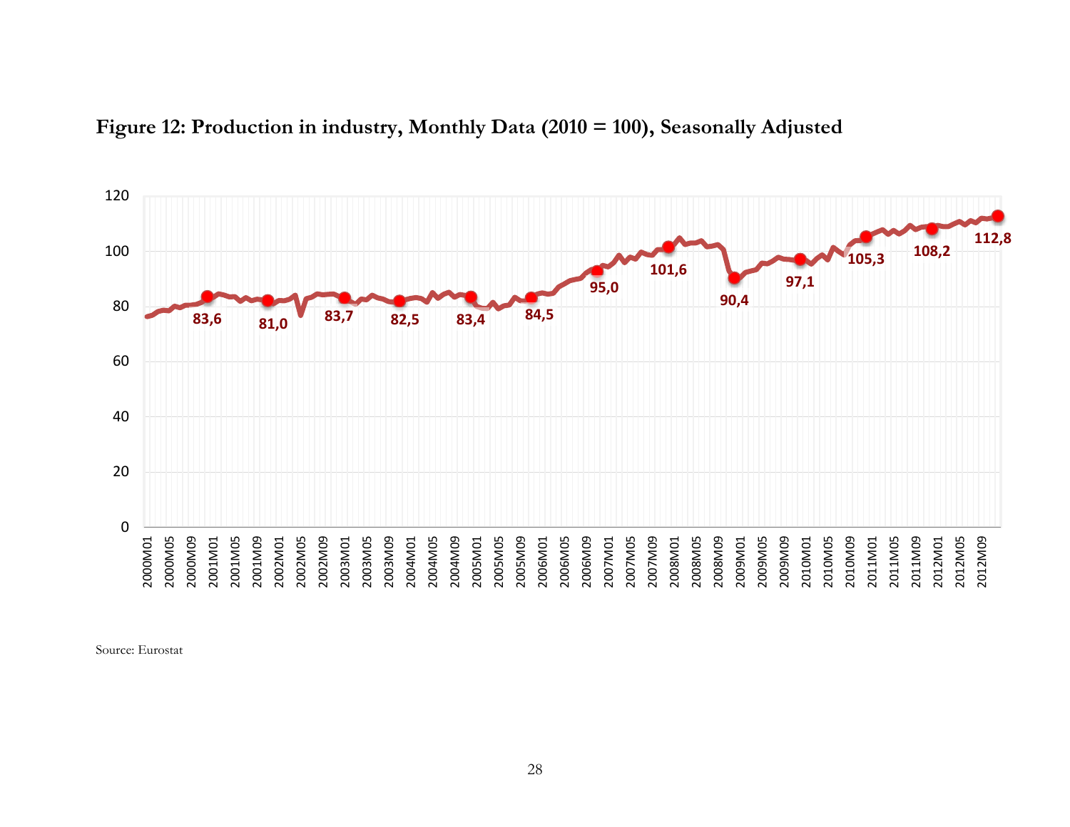**Figure 12: Production in industry, Monthly Data (2010 = 100), Seasonally Adjusted**

Source: Eurostat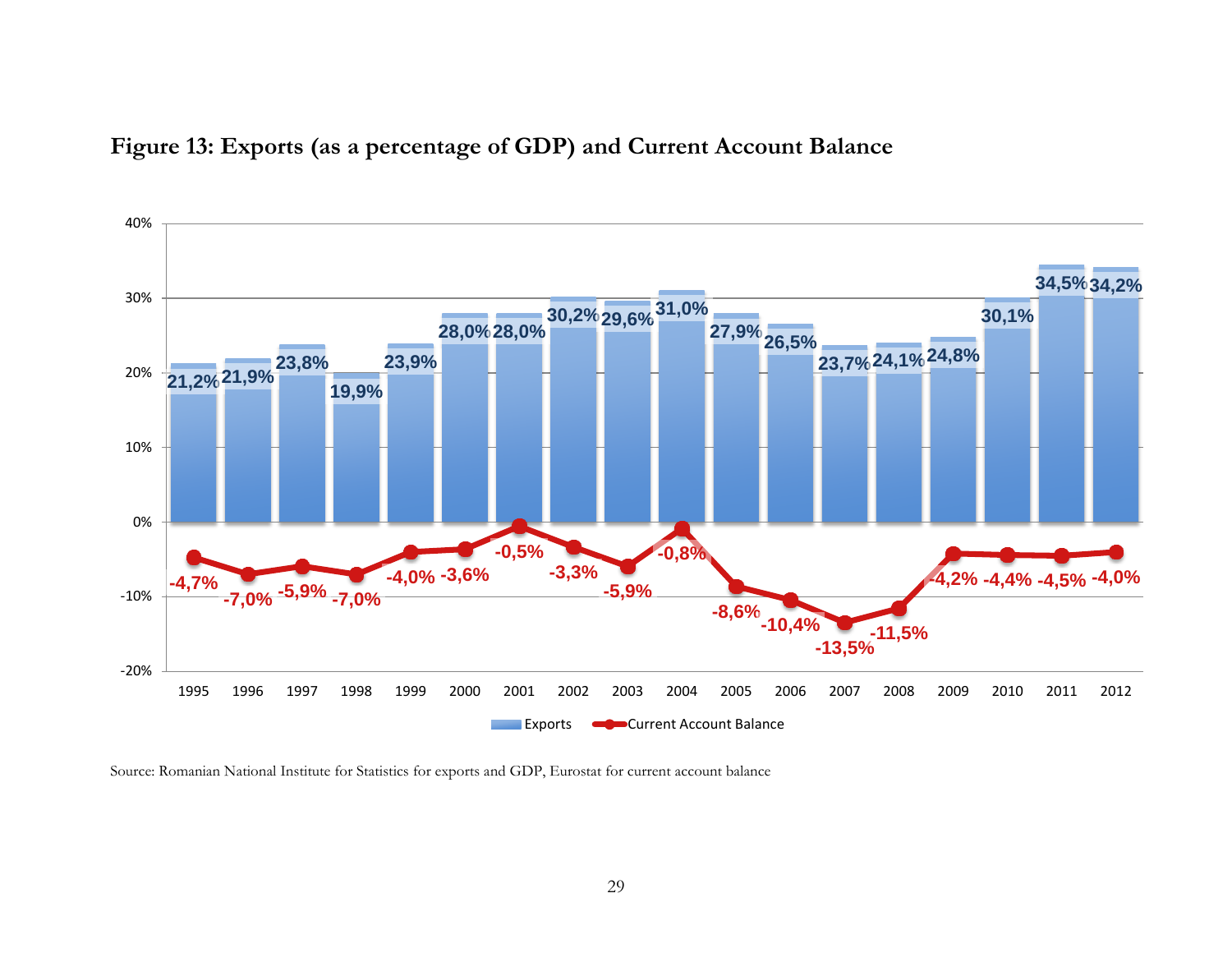**Figure 13: Exports (as a percentage of GDP) and Current Account Balance**

| Year | Exports | Current Account Balance |
|---|---|---|
| 1995 | 21,2% | -4,7% |
| 1996 | 21,9% | -7,0% |
| 1997 | 23,8% | -5,9% |
| 1998 | 19,9% | -7,0% |
| 1999 | 23,9% | -4,0% |
| 2000 | 28,0% | -3,6% |
| 2001 | 28,0% | -0,5% |
| 2002 | 30,2% | -3,3% |
| 2003 | 29,6% | -5,9% |
| 2004 | 31,0% | -0,8% |
| 2005 | 27,9% | -8,6% |
| 2006 | 26,5% | -10,4% |
| 2007 | 23,7% | -13,5% |
| 2008 | 24,1% | -11,5% |
| 2009 | 24,8% | -4,2% |
| 2010 | 30,1% | -4,4% |
| 2011 | 34,5% | -4,5% |
| 2012 | 34,2% | -4,0% |

Source: Romanian National Institute for Statistics for exports and GDP, Eurostat for current account balance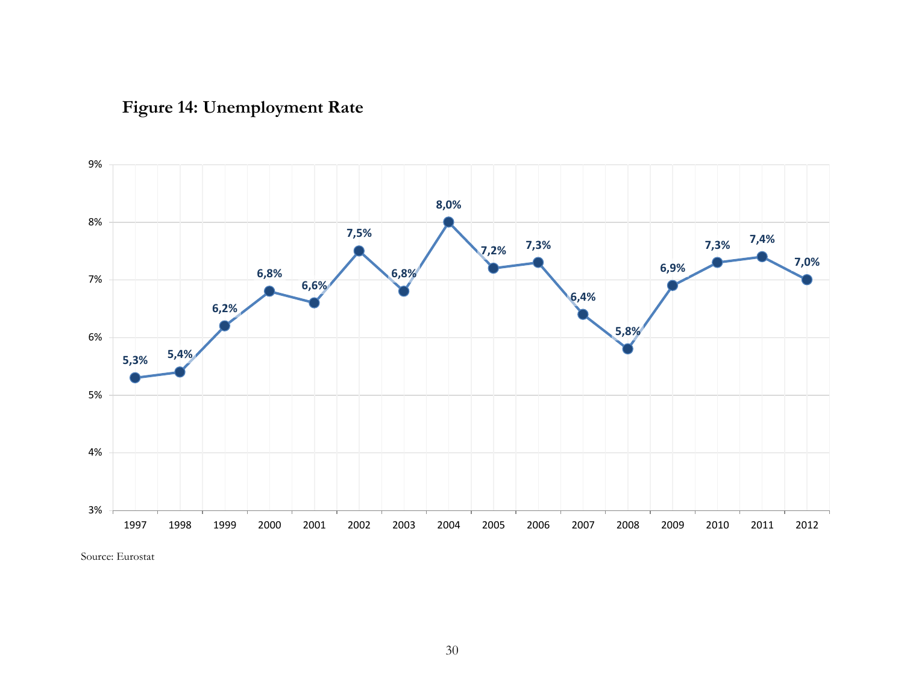**Figure 14: Unemployment Rate**

| Year | Unemployment Rate |
|---|---|
| 1997 | 5,3% |
| 1998 | 5,4% |
| 1999 | 6,2% |
| 2000 | 6,8% |
| 2001 | 6,6% |
| 2002 | 7,5% |
| 2003 | 6,8% |
| 2004 | 8,0% |
| 2005 | 7,2% |
| 2006 | 7,3% |
| 2007 | 6,4% |
| 2008 | 5,8% |
| 2009 | 6,9% |
| 2010 | 7,3% |
| 2011 | 7,4% |
| 2012 | 7,0% |

Source: Eurostat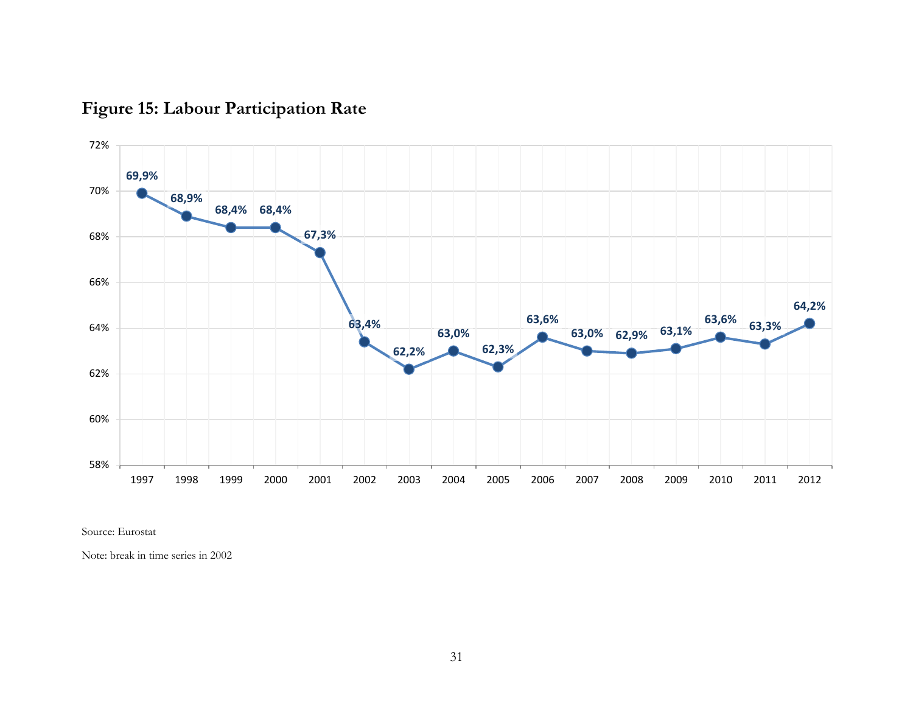**Figure 15: Labour Participation Rate**

| Year | Labour Participation Rate |
|---|---|
| 1997 | 69,9% |
| 1998 | 68,9% |
| 1999 | 68,4% |
| 2000 | 68,4% |
| 2001 | 67,3% |
| 2002 | 63,4% |
| 2003 | 62,2% |
| 2004 | 63,0% |
| 2005 | 62,3% |
| 2006 | 63,6% |
| 2007 | 63,0% |
| 2008 | 62,9% |
| 2009 | 63,1% |
| 2010 | 63,6% |
| 2011 | 63,3% |
| 2012 | 64,2% |

Source: Eurostat

Note: break in time series in 2002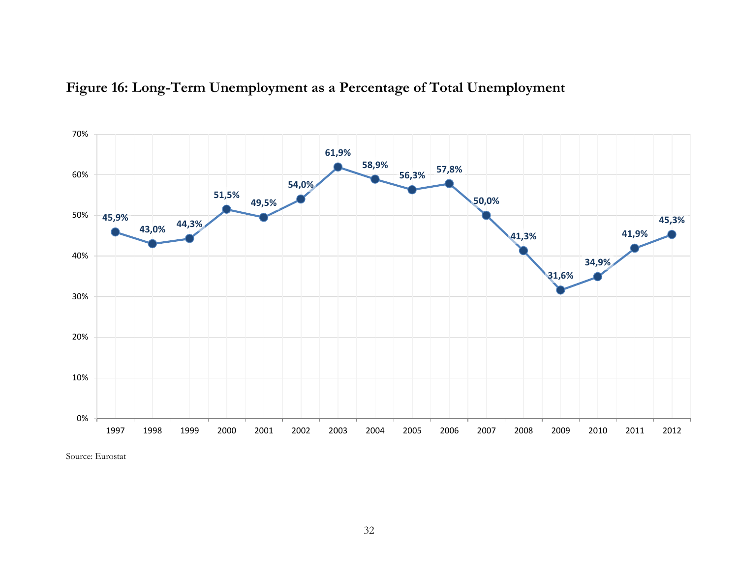**Figure 16: Long-Term Unemployment as a Percentage of Total Unemployment**

| Year | Long-term unemployment (% of total) |
|---|---|
| 1997 | 45,9% |
| 1998 | 43,0% |
| 1999 | 44,3% |
| 2000 | 51,5% |
| 2001 | 49,5% |
| 2002 | 54,0% |
| 2003 | 61,9% |
| 2004 | 58,9% |
| 2005 | 56,3% |
| 2006 | 57,8% |
| 2007 | 50,0% |
| 2008 | 41,3% |
| 2009 | 31,6% |
| 2010 | 34,9% |
| 2011 | 41,9% |
| 2012 | 45,3% |

Source: Eurostat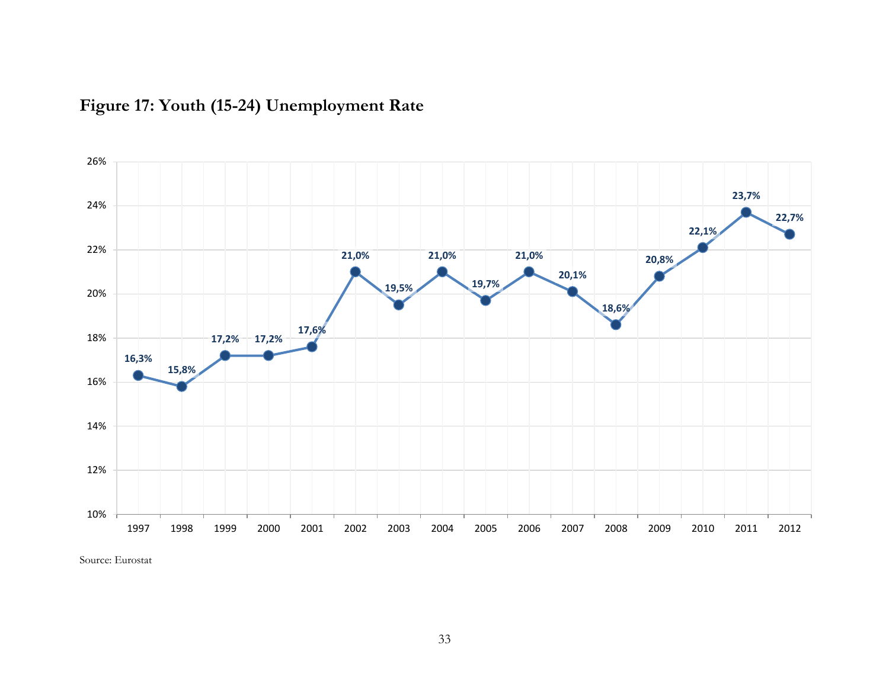**Figure 17: Youth (15-24) Unemployment Rate**

| Year | Rate |
|---|---|
| 1997 | 16,3% |
| 1998 | 15,8% |
| 1999 | 17,2% |
| 2000 | 17,2% |
| 2001 | 17,6% |
| 2002 | 21,0% |
| 2003 | 19,5% |
| 2004 | 21,0% |
| 2005 | 19,7% |
| 2006 | 21,0% |
| 2007 | 20,1% |
| 2008 | 18,6% |
| 2009 | 20,8% |
| 2010 | 22,1% |
| 2011 | 23,7% |
| 2012 | 22,7% |

Source: Eurostat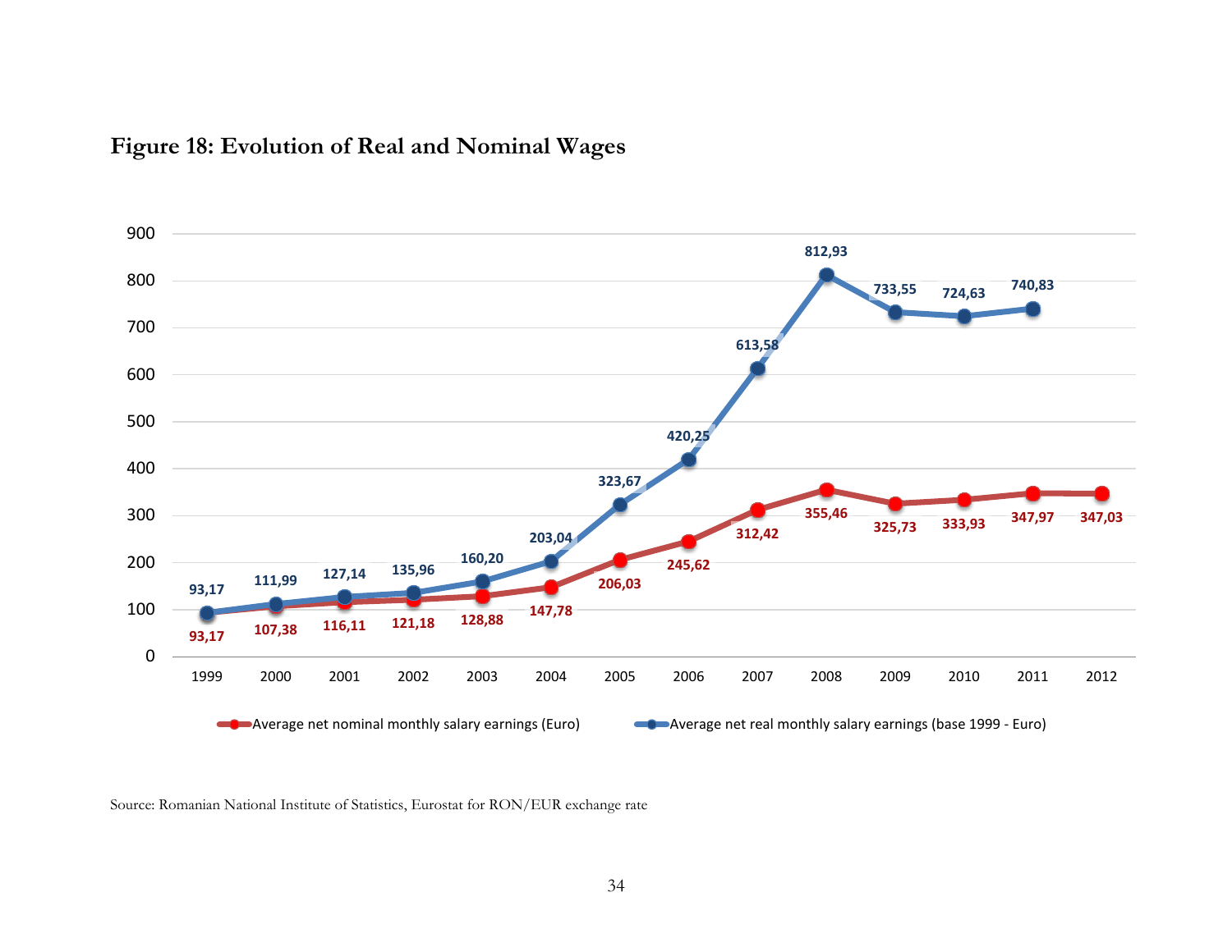**Figure 18: Evolution of Real and Nominal Wages**

| Year | Average net nominal monthly salary earnings (Euro) | Average net real monthly salary earnings (base 1999 - Euro) |
|---|---|---|
| 1999 | 93,17 | 93,17 |
| 2000 | 107,38 | 111,99 |
| 2001 | 116,11 | 127,14 |
| 2002 | 121,18 | 135,96 |
| 2003 | 128,88 | 160,20 |
| 2004 | 147,78 | 203,04 |
| 2005 | 206,03 | 323,67 |
| 2006 | 245,62 | 420,25 |
| 2007 | 312,42 | 613,58 |
| 2008 | 355,46 | 812,93 |
| 2009 | 325,73 | 733,55 |
| 2010 | 333,93 | 724,63 |
| 2011 | 347,97 | 740,83 |
| 2012 | 347,03 | |

Source: Romanian National Institute of Statistics, Eurostat for RON/EUR exchange rate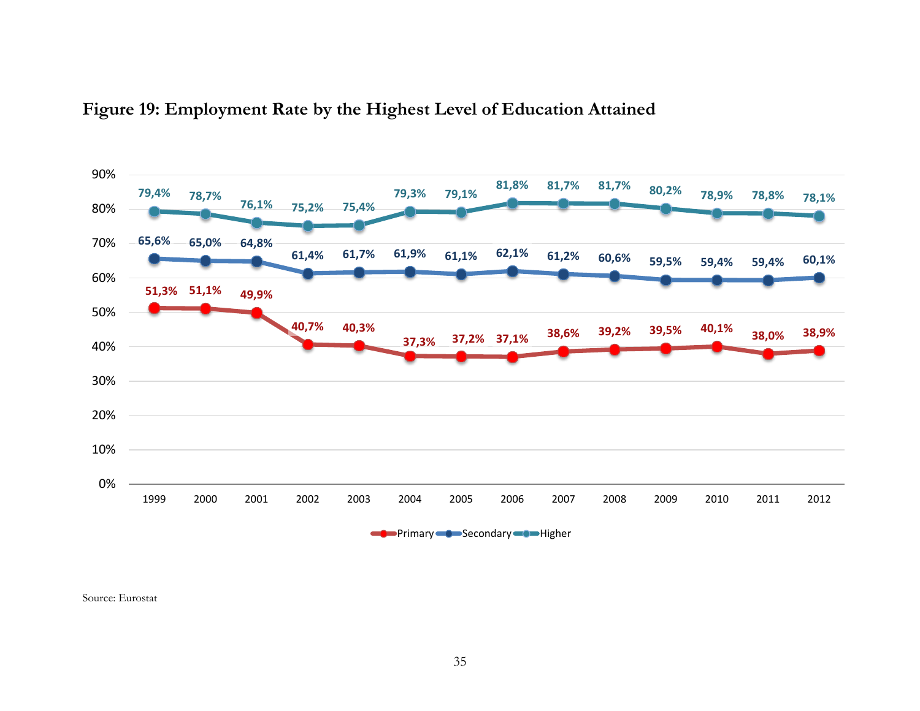**Figure 19: Employment Rate by the Highest Level of Education Attained**

| Year | Primary | Secondary | Higher |
|---|---|---|---|
| 1999 | 51,3% | 65,6% | 79,4% |
| 2000 | 51,1% | 65,0% | 78,7% |
| 2001 | 49,9% | 64,8% | 76,1% |
| 2002 | 40,7% | 61,4% | 75,2% |
| 2003 | 40,3% | 61,7% | 75,4% |
| 2004 | 37,3% | 61,9% | 79,3% |
| 2005 | 37,2% | 61,1% | 79,1% |
| 2006 | 37,1% | 62,1% | 81,8% |
| 2007 | 38,6% | 61,2% | 81,7% |
| 2008 | 39,2% | 60,6% | 81,7% |
| 2009 | 39,5% | 59,5% | 80,2% |
| 2010 | 40,1% | 59,4% | 78,9% |
| 2011 | 38,0% | 59,4% | 78,8% |
| 2012 | 38,9% | 60,1% | 78,1% |

Source: Eurostat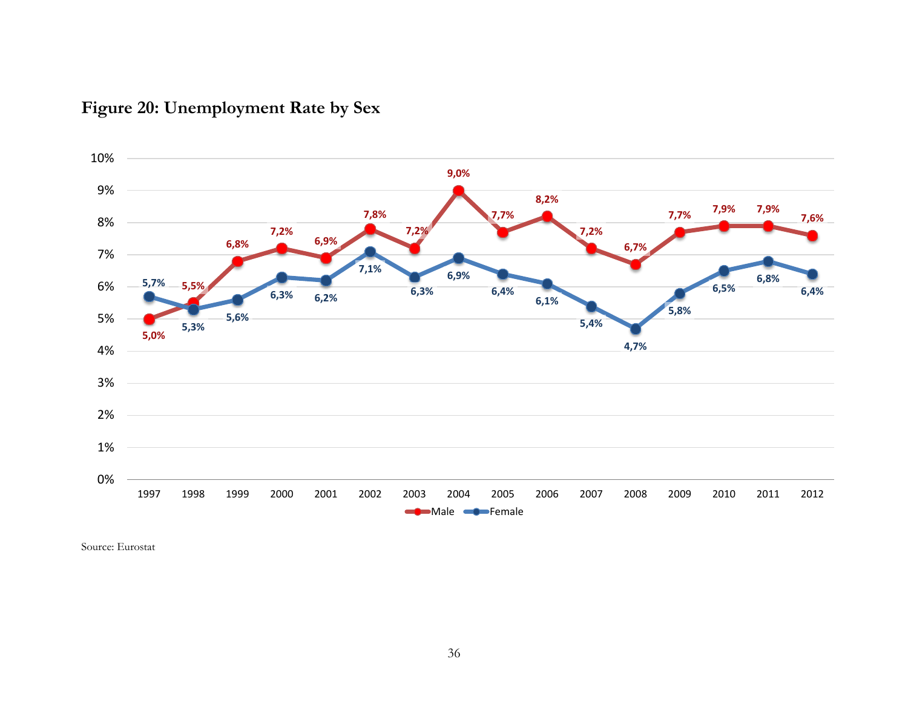**Figure 20: Unemployment Rate by Sex**

| Year | Male | Female |
|---|---|---|
| 1997 | 5,0% | 5,7% |
| 1998 | 5,5% | 5,3% |
| 1999 | 6,8% | 5,6% |
| 2000 | 7,2% | 6,3% |
| 2001 | 6,9% | 6,2% |
| 2002 | 7,8% | 7,1% |
| 2003 | 7,2% | 6,3% |
| 2004 | 9,0% | 6,9% |
| 2005 | 7,7% | 6,4% |
| 2006 | 8,2% | 6,1% |
| 2007 | 7,2% | 5,4% |
| 2008 | 6,7% | 4,7% |
| 2009 | 7,7% | 5,8% |
| 2010 | 7,9% | 6,5% |
| 2011 | 7,9% | 6,8% |
| 2012 | 7,6% | 6,4% |

Source: Eurostat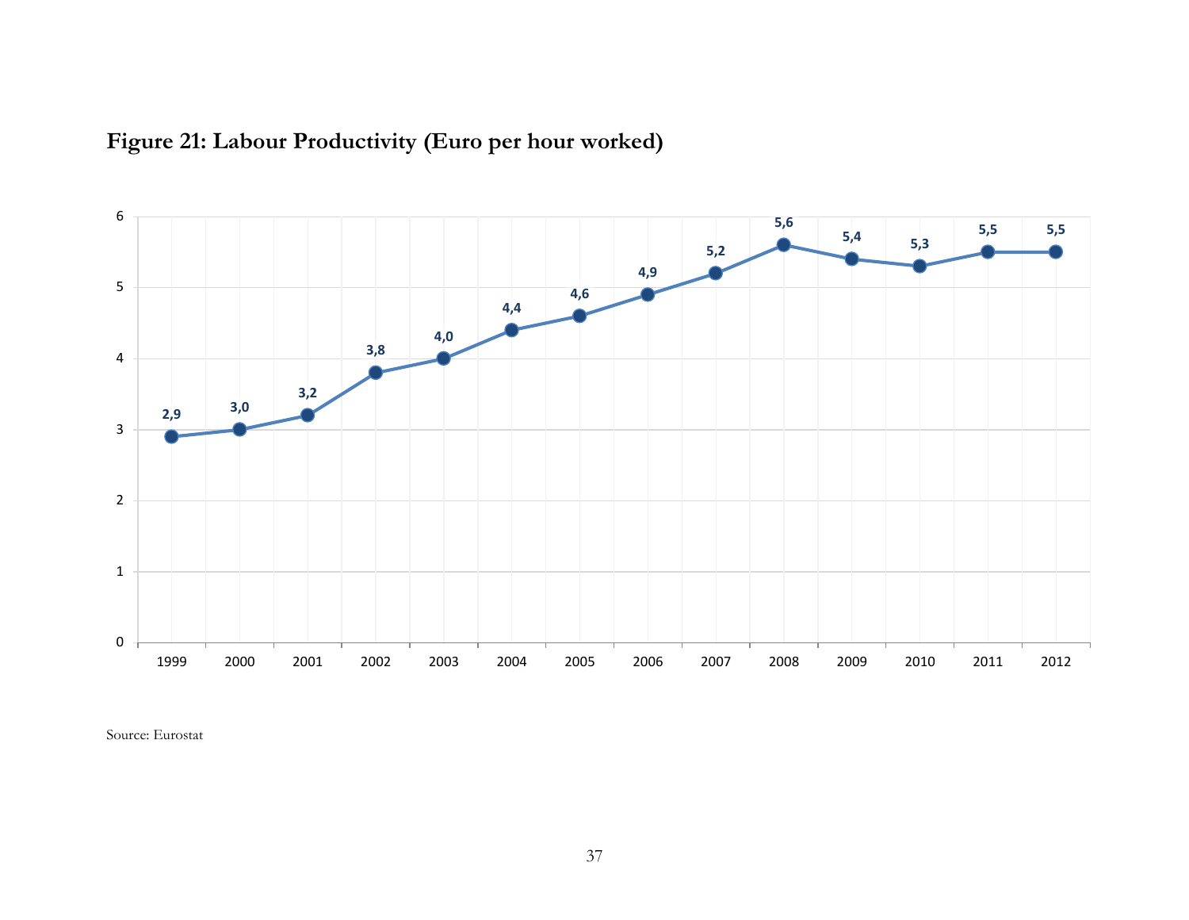**Figure 21: Labour Productivity (Euro per hour worked)**

6
5
4
3
2
1
0

2,9
3,0
3,2
3,8
4,0
4,4
4,6
4,9
5,2
5,6
5,4
5,3
5,5
5,5

1999 2000 2001 2002 2003 2004 2005 2006 2007 2008 2009 2010 2011 2012

Source: Eurostat